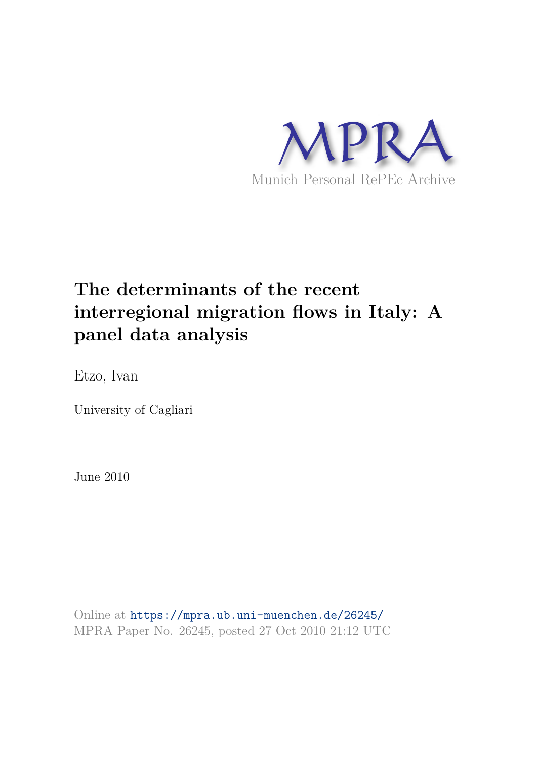MPRA

Munich Personal RePEc Archive

# The determinants of the recent interregional migration flows in Italy: A panel data analysis

Etzo, Ivan

University of Cagliari

June 2010

Online at https://mpra.ub.uni-muenchen.de/26245/
MPRA Paper No. 26245, posted 27 Oct 2010 21:12 UTC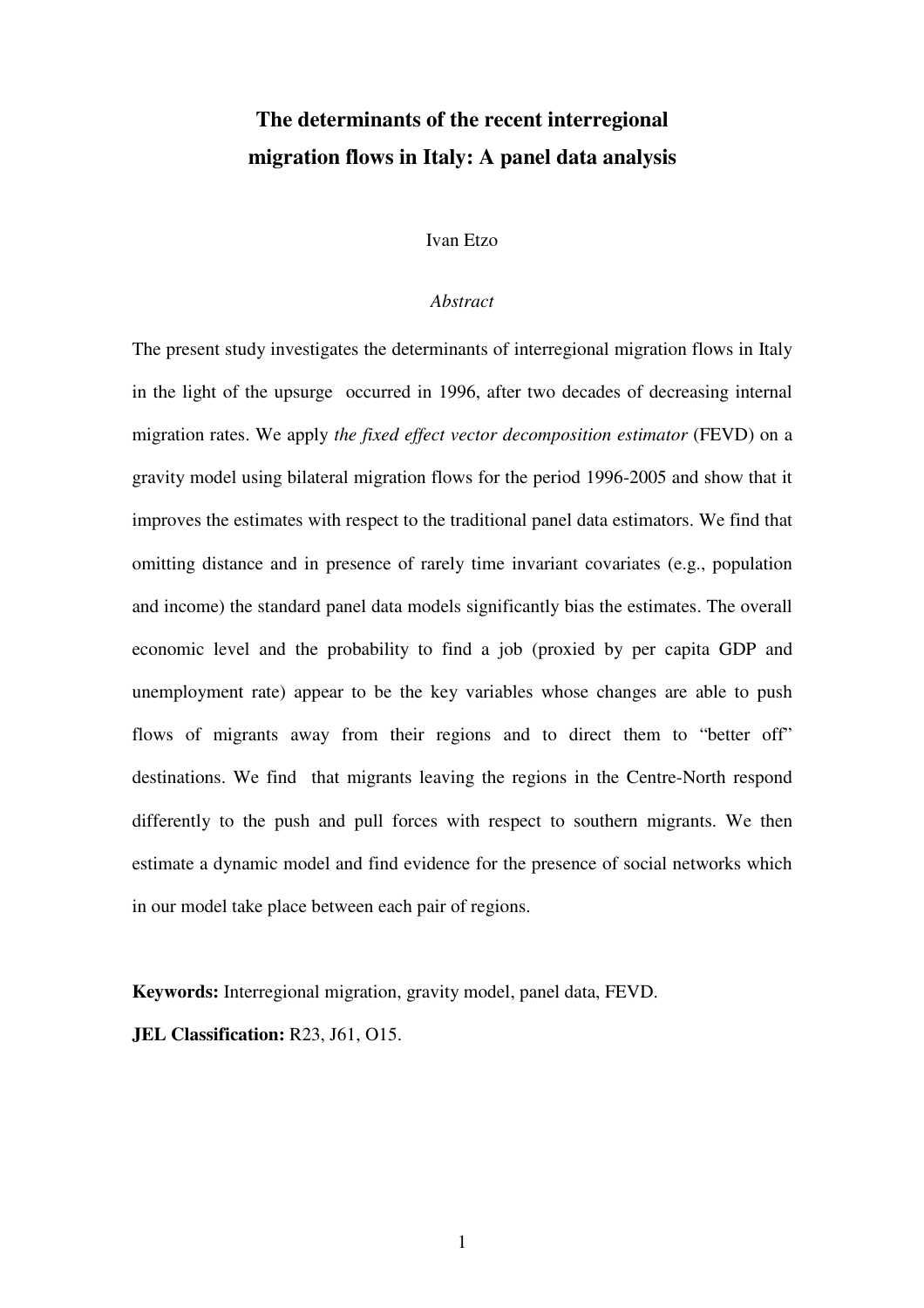# The determinants of the recent interregional migration flows in Italy: A panel data analysis

Ivan Etzo

*Abstract*

The present study investigates the determinants of interregional migration flows in Italy in the light of the upsurge occurred in 1996, after two decades of decreasing internal migration rates. We apply *the fixed effect vector decomposition estimator* (FEVD) on a gravity model using bilateral migration flows for the period 1996-2005 and show that it improves the estimates with respect to the traditional panel data estimators. We find that omitting distance and in presence of rarely time invariant covariates (e.g., population and income) the standard panel data models significantly bias the estimates. The overall economic level and the probability to find a job (proxied by per capita GDP and unemployment rate) appear to be the key variables whose changes are able to push flows of migrants away from their regions and to direct them to "better off" destinations. We find that migrants leaving the regions in the Centre-North respond differently to the push and pull forces with respect to southern migrants. We then estimate a dynamic model and find evidence for the presence of social networks which in our model take place between each pair of regions.

**Keywords:** Interregional migration, gravity model, panel data, FEVD.

**JEL Classification:** R23, J61, O15.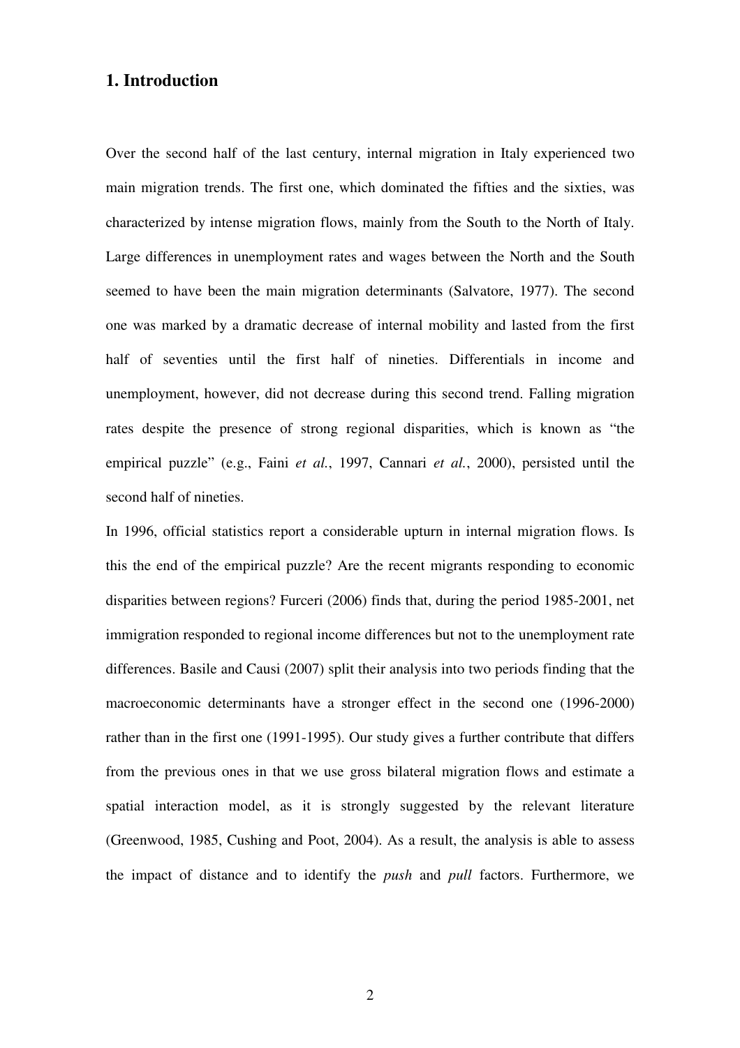## 1. Introduction

Over the second half of the last century, internal migration in Italy experienced two main migration trends. The first one, which dominated the fifties and the sixties, was characterized by intense migration flows, mainly from the South to the North of Italy. Large differences in unemployment rates and wages between the North and the South seemed to have been the main migration determinants (Salvatore, 1977). The second one was marked by a dramatic decrease of internal mobility and lasted from the first half of seventies until the first half of nineties. Differentials in income and unemployment, however, did not decrease during this second trend. Falling migration rates despite the presence of strong regional disparities, which is known as "the empirical puzzle" (e.g., Faini *et al.*, 1997, Cannari *et al.*, 2000), persisted until the second half of nineties.

In 1996, official statistics report a considerable upturn in internal migration flows. Is this the end of the empirical puzzle? Are the recent migrants responding to economic disparities between regions? Furceri (2006) finds that, during the period 1985-2001, net immigration responded to regional income differences but not to the unemployment rate differences. Basile and Causi (2007) split their analysis into two periods finding that the macroeconomic determinants have a stronger effect in the second one (1996-2000) rather than in the first one (1991-1995). Our study gives a further contribute that differs from the previous ones in that we use gross bilateral migration flows and estimate a spatial interaction model, as it is strongly suggested by the relevant literature (Greenwood, 1985, Cushing and Poot, 2004). As a result, the analysis is able to assess the impact of distance and to identify the *push* and *pull* factors. Furthermore, we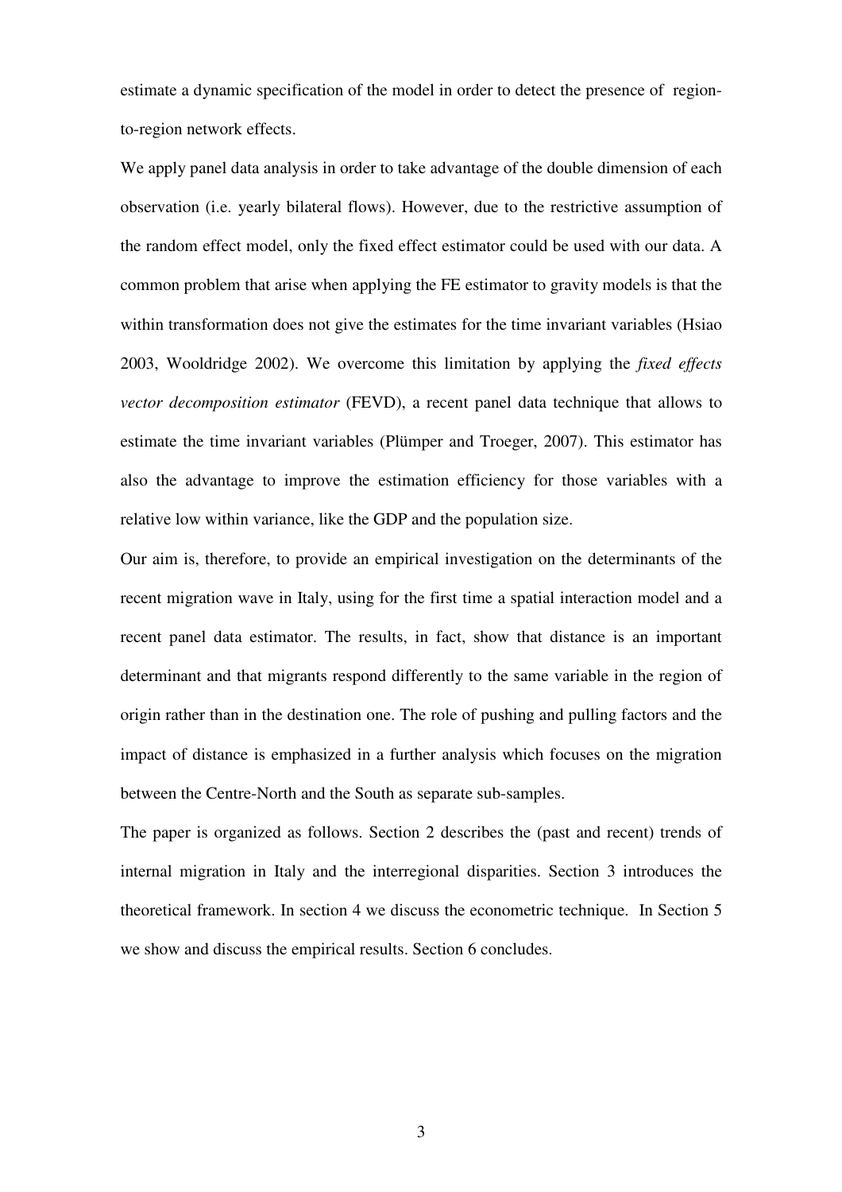estimate a dynamic specification of the model in order to detect the presence of region-to-region network effects.

We apply panel data analysis in order to take advantage of the double dimension of each observation (i.e. yearly bilateral flows). However, due to the restrictive assumption of the random effect model, only the fixed effect estimator could be used with our data. A common problem that arise when applying the FE estimator to gravity models is that the within transformation does not give the estimates for the time invariant variables (Hsiao 2003, Wooldridge 2002). We overcome this limitation by applying the *fixed effects vector decomposition estimator* (FEVD), a recent panel data technique that allows to estimate the time invariant variables (Plümper and Troeger, 2007). This estimator has also the advantage to improve the estimation efficiency for those variables with a relative low within variance, like the GDP and the population size.

Our aim is, therefore, to provide an empirical investigation on the determinants of the recent migration wave in Italy, using for the first time a spatial interaction model and a recent panel data estimator. The results, in fact, show that distance is an important determinant and that migrants respond differently to the same variable in the region of origin rather than in the destination one. The role of pushing and pulling factors and the impact of distance is emphasized in a further analysis which focuses on the migration between the Centre-North and the South as separate sub-samples.

The paper is organized as follows. Section 2 describes the (past and recent) trends of internal migration in Italy and the interregional disparities. Section 3 introduces the theoretical framework. In section 4 we discuss the econometric technique. In Section 5 we show and discuss the empirical results. Section 6 concludes.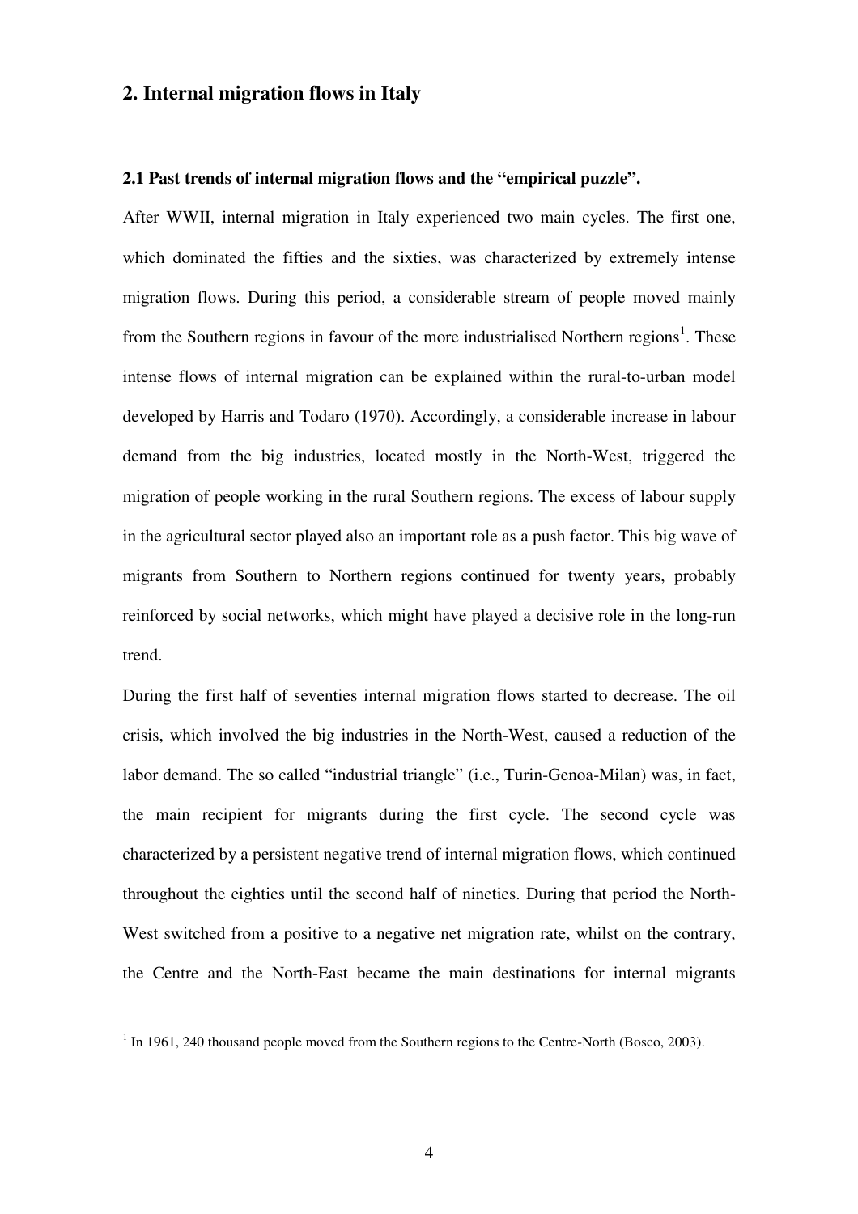## 2. Internal migration flows in Italy

### 2.1 Past trends of internal migration flows and the "empirical puzzle".

After WWII, internal migration in Italy experienced two main cycles. The first one, which dominated the fifties and the sixties, was characterized by extremely intense migration flows. During this period, a considerable stream of people moved mainly from the Southern regions in favour of the more industrialised Northern regions[1]. These intense flows of internal migration can be explained within the rural-to-urban model developed by Harris and Todaro (1970). Accordingly, a considerable increase in labour demand from the big industries, located mostly in the North-West, triggered the migration of people working in the rural Southern regions. The excess of labour supply in the agricultural sector played also an important role as a push factor. This big wave of migrants from Southern to Northern regions continued for twenty years, probably reinforced by social networks, which might have played a decisive role in the long-run trend.

During the first half of seventies internal migration flows started to decrease. The oil crisis, which involved the big industries in the North-West, caused a reduction of the labor demand. The so called "industrial triangle" (i.e., Turin-Genoa-Milan) was, in fact, the main recipient for migrants during the first cycle. The second cycle was characterized by a persistent negative trend of internal migration flows, which continued throughout the eighties until the second half of nineties. During that period the North-West switched from a positive to a negative net migration rate, whilst on the contrary, the Centre and the North-East became the main destinations for internal migrants

[1] In 1961, 240 thousand people moved from the Southern regions to the Centre-North (Bosco, 2003).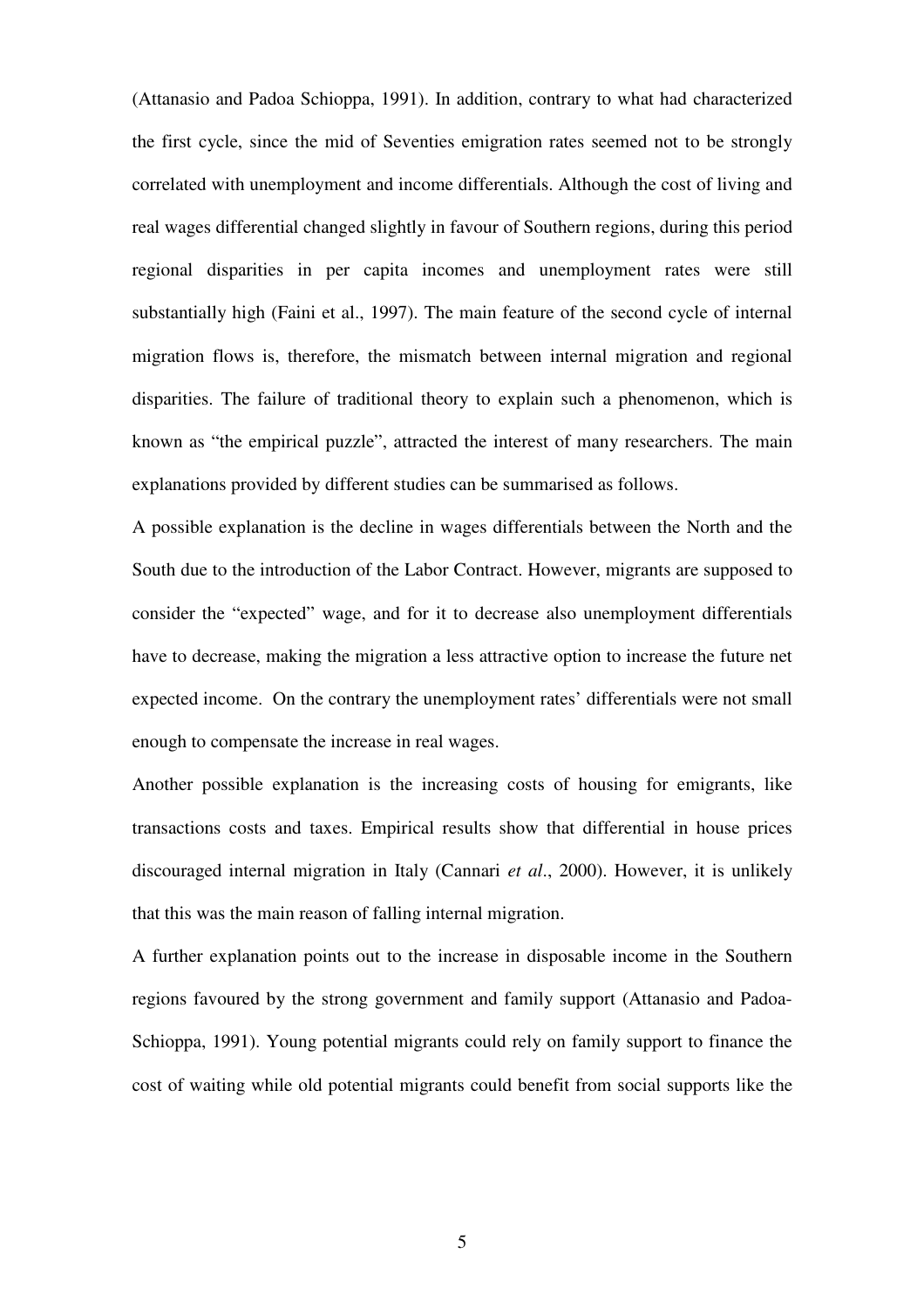(Attanasio and Padoa Schioppa, 1991). In addition, contrary to what had characterized the first cycle, since the mid of Seventies emigration rates seemed not to be strongly correlated with unemployment and income differentials. Although the cost of living and real wages differential changed slightly in favour of Southern regions, during this period regional disparities in per capita incomes and unemployment rates were still substantially high (Faini et al., 1997). The main feature of the second cycle of internal migration flows is, therefore, the mismatch between internal migration and regional disparities. The failure of traditional theory to explain such a phenomenon, which is known as "the empirical puzzle", attracted the interest of many researchers. The main explanations provided by different studies can be summarised as follows.

A possible explanation is the decline in wages differentials between the North and the South due to the introduction of the Labor Contract. However, migrants are supposed to consider the "expected" wage, and for it to decrease also unemployment differentials have to decrease, making the migration a less attractive option to increase the future net expected income. On the contrary the unemployment rates' differentials were not small enough to compensate the increase in real wages.

Another possible explanation is the increasing costs of housing for emigrants, like transactions costs and taxes. Empirical results show that differential in house prices discouraged internal migration in Italy (Cannari *et al*., 2000). However, it is unlikely that this was the main reason of falling internal migration.

A further explanation points out to the increase in disposable income in the Southern regions favoured by the strong government and family support (Attanasio and Padoa-Schioppa, 1991). Young potential migrants could rely on family support to finance the cost of waiting while old potential migrants could benefit from social supports like the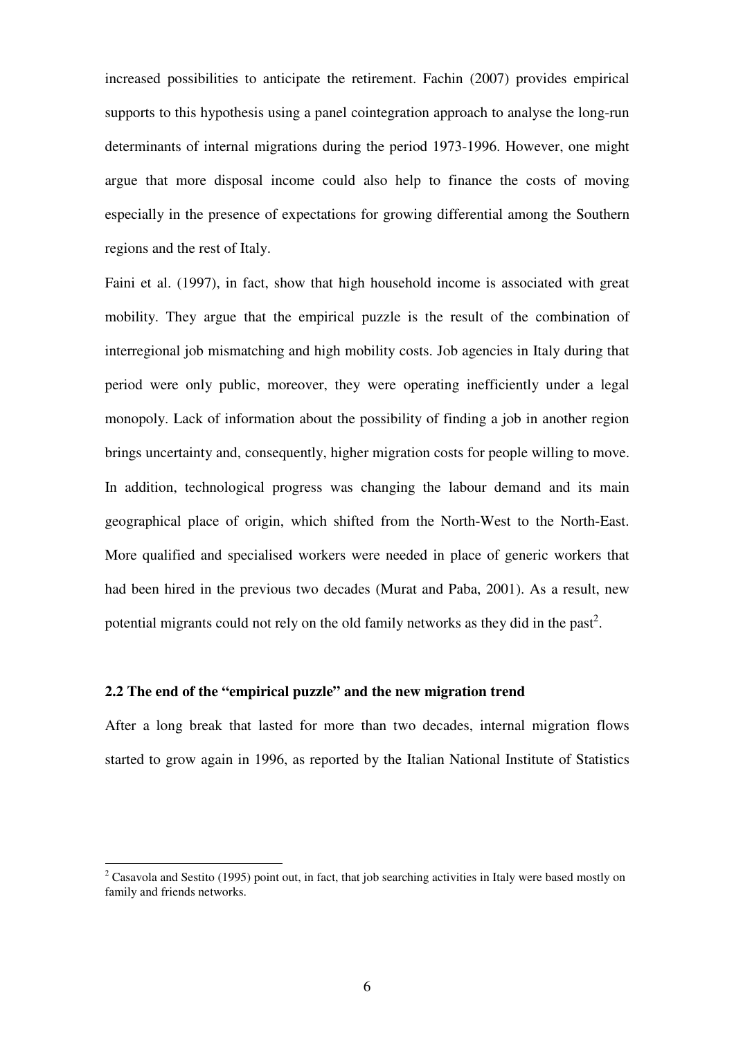increased possibilities to anticipate the retirement. Fachin (2007) provides empirical supports to this hypothesis using a panel cointegration approach to analyse the long-run determinants of internal migrations during the period 1973-1996. However, one might argue that more disposal income could also help to finance the costs of moving especially in the presence of expectations for growing differential among the Southern regions and the rest of Italy.

Faini et al. (1997), in fact, show that high household income is associated with great mobility. They argue that the empirical puzzle is the result of the combination of interregional job mismatching and high mobility costs. Job agencies in Italy during that period were only public, moreover, they were operating inefficiently under a legal monopoly. Lack of information about the possibility of finding a job in another region brings uncertainty and, consequently, higher migration costs for people willing to move. In addition, technological progress was changing the labour demand and its main geographical place of origin, which shifted from the North-West to the North-East. More qualified and specialised workers were needed in place of generic workers that had been hired in the previous two decades (Murat and Paba, 2001). As a result, new potential migrants could not rely on the old family networks as they did in the past[2].

### 2.2 The end of the "empirical puzzle" and the new migration trend

After a long break that lasted for more than two decades, internal migration flows started to grow again in 1996, as reported by the Italian National Institute of Statistics

[2] Casavola and Sestito (1995) point out, in fact, that job searching activities in Italy were based mostly on family and friends networks.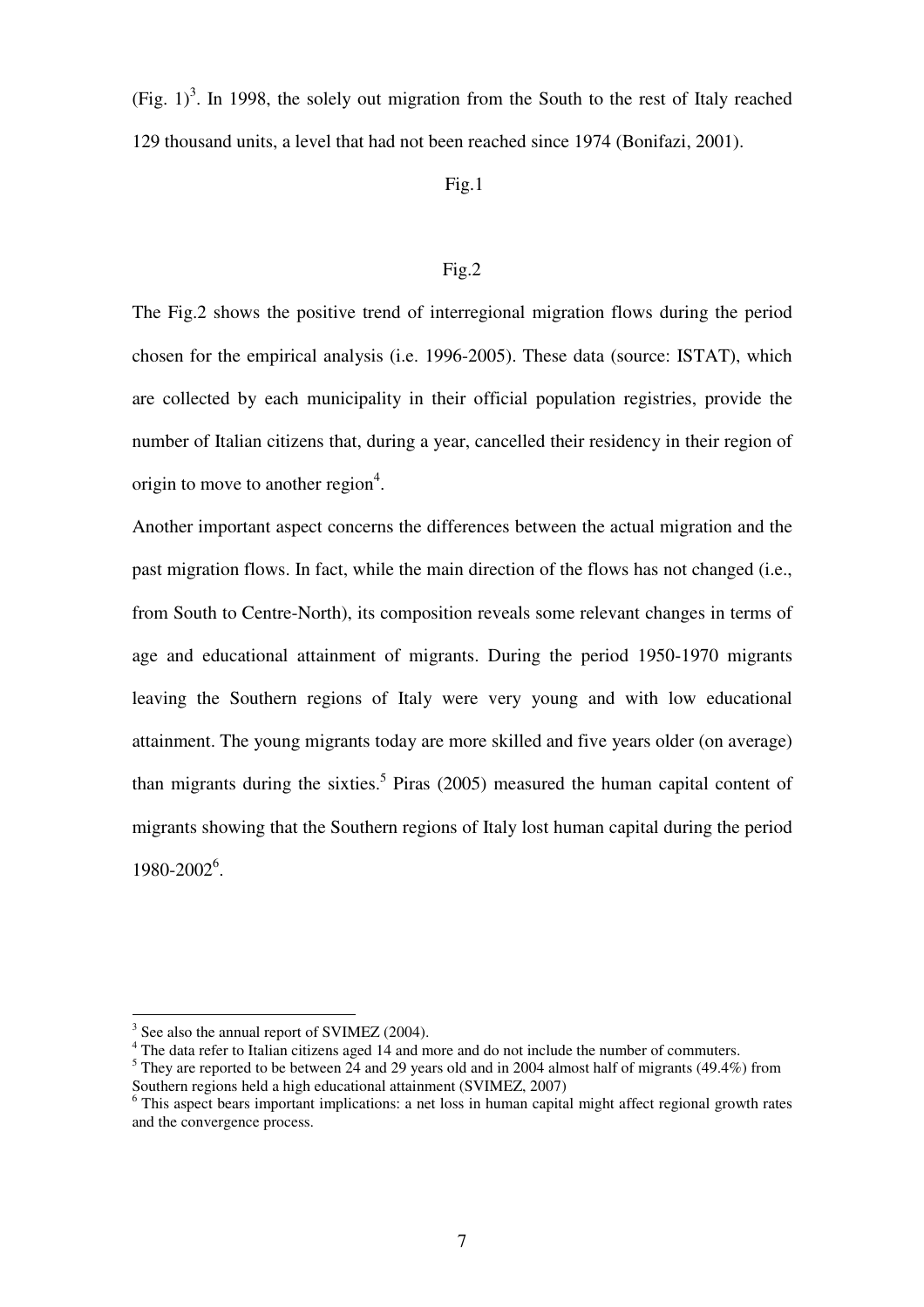(Fig. 1)[3]. In 1998, the solely out migration from the South to the rest of Italy reached 129 thousand units, a level that had not been reached since 1974 (Bonifazi, 2001).

Fig.1

Fig.2

The Fig.2 shows the positive trend of interregional migration flows during the period chosen for the empirical analysis (i.e. 1996-2005). These data (source: ISTAT), which are collected by each municipality in their official population registries, provide the number of Italian citizens that, during a year, cancelled their residency in their region of origin to move to another region[4].

Another important aspect concerns the differences between the actual migration and the past migration flows. In fact, while the main direction of the flows has not changed (i.e., from South to Centre-North), its composition reveals some relevant changes in terms of age and educational attainment of migrants. During the period 1950-1970 migrants leaving the Southern regions of Italy were very young and with low educational attainment. The young migrants today are more skilled and five years older (on average) than migrants during the sixties.[5] Piras (2005) measured the human capital content of migrants showing that the Southern regions of Italy lost human capital during the period 1980-2002[6].

---

[3] See also the annual report of SVIMEZ (2004).

[4] The data refer to Italian citizens aged 14 and more and do not include the number of commuters.

[5] They are reported to be between 24 and 29 years old and in 2004 almost half of migrants (49.4%) from Southern regions held a high educational attainment (SVIMEZ, 2007)

[6] This aspect bears important implications: a net loss in human capital might affect regional growth rates and the convergence process.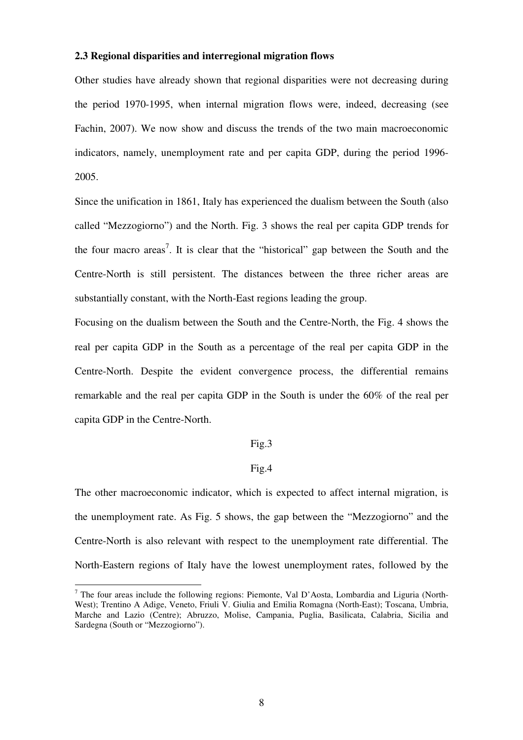### 2.3 Regional disparities and interregional migration flows

Other studies have already shown that regional disparities were not decreasing during the period 1970-1995, when internal migration flows were, indeed, decreasing (see Fachin, 2007). We now show and discuss the trends of the two main macroeconomic indicators, namely, unemployment rate and per capita GDP, during the period 1996-2005.

Since the unification in 1861, Italy has experienced the dualism between the South (also called "Mezzogiorno") and the North. Fig. 3 shows the real per capita GDP trends for the four macro areas[7]. It is clear that the "historical" gap between the South and the Centre-North is still persistent. The distances between the three richer areas are substantially constant, with the North-East regions leading the group.

Focusing on the dualism between the South and the Centre-North, the Fig. 4 shows the real per capita GDP in the South as a percentage of the real per capita GDP in the Centre-North. Despite the evident convergence process, the differential remains remarkable and the real per capita GDP in the South is under the 60% of the real per capita GDP in the Centre-North.

Fig.3

Fig.4

The other macroeconomic indicator, which is expected to affect internal migration, is the unemployment rate. As Fig. 5 shows, the gap between the "Mezzogiorno" and the Centre-North is also relevant with respect to the unemployment rate differential. The North-Eastern regions of Italy have the lowest unemployment rates, followed by the

[7] The four areas include the following regions: Piemonte, Val D'Aosta, Lombardia and Liguria (North-West); Trentino A Adige, Veneto, Friuli V. Giulia and Emilia Romagna (North-East); Toscana, Umbria, Marche and Lazio (Centre); Abruzzo, Molise, Campania, Puglia, Basilicata, Calabria, Sicilia and Sardegna (South or "Mezzogiorno").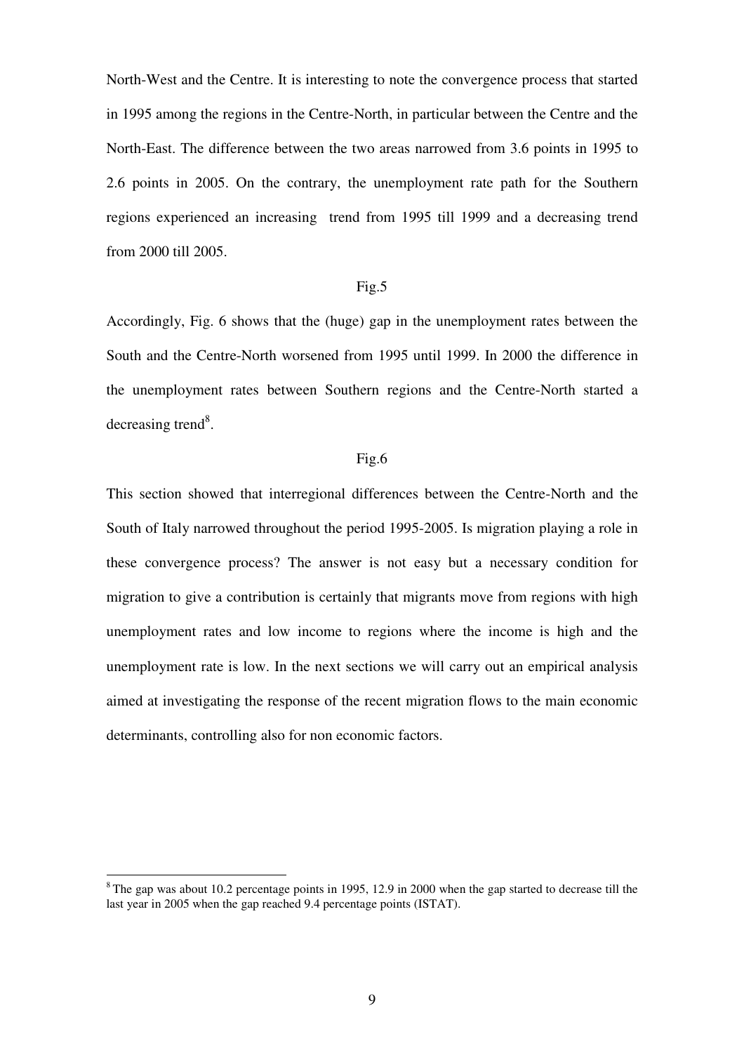North-West and the Centre. It is interesting to note the convergence process that started in 1995 among the regions in the Centre-North, in particular between the Centre and the North-East. The difference between the two areas narrowed from 3.6 points in 1995 to 2.6 points in 2005. On the contrary, the unemployment rate path for the Southern regions experienced an increasing trend from 1995 till 1999 and a decreasing trend from 2000 till 2005.

Fig.5

Accordingly, Fig. 6 shows that the (huge) gap in the unemployment rates between the South and the Centre-North worsened from 1995 until 1999. In 2000 the difference in the unemployment rates between Southern regions and the Centre-North started a decreasing trend[8].

Fig.6

This section showed that interregional differences between the Centre-North and the South of Italy narrowed throughout the period 1995-2005. Is migration playing a role in these convergence process? The answer is not easy but a necessary condition for migration to give a contribution is certainly that migrants move from regions with high unemployment rates and low income to regions where the income is high and the unemployment rate is low. In the next sections we will carry out an empirical analysis aimed at investigating the response of the recent migration flows to the main economic determinants, controlling also for non economic factors.

[8] The gap was about 10.2 percentage points in 1995, 12.9 in 2000 when the gap started to decrease till the last year in 2005 when the gap reached 9.4 percentage points (ISTAT).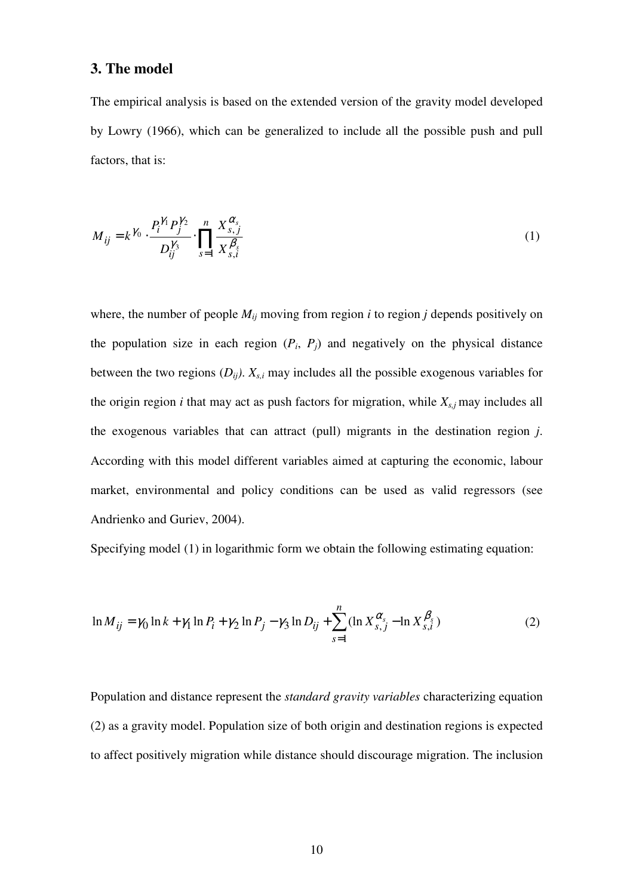## 3. The model

The empirical analysis is based on the extended version of the gravity model developed by Lowry (1966), which can be generalized to include all the possible push and pull factors, that is:

$$M_{ij} = k^{\gamma_0} \cdot \frac{P_i^{\gamma_1} P_j^{\gamma_2}}{D_{ij}^{\gamma_3}} \cdot \prod_{s=1}^{n} \frac{X_{s,j}^{\alpha_s}}{X_{s,i}^{\beta_s}} \tag{1}$$

where, the number of people $M_{ij}$ moving from region $i$ to region $j$ depends positively on the population size in each region ($P_i$, $P_j$) and negatively on the physical distance between the two regions ($D_{ij}$). $X_{s,i}$ may includes all the possible exogenous variables for the origin region $i$ that may act as push factors for migration, while $X_{s,j}$ may includes all the exogenous variables that can attract (pull) migrants in the destination region $j$. According with this model different variables aimed at capturing the economic, labour market, environmental and policy conditions can be used as valid regressors (see Andrienko and Guriev, 2004).

Specifying model (1) in logarithmic form we obtain the following estimating equation:

$$\ln M_{ij} = \gamma_0 \ln k + \gamma_1 \ln P_i + \gamma_2 \ln P_j - \gamma_3 \ln D_{ij} + \sum_{s=1}^{n} (\ln X_{s,j}^{\alpha_s} - \ln X_{s,i}^{\beta_s}) \tag{2}$$

Population and distance represent the *standard gravity variables* characterizing equation (2) as a gravity model. Population size of both origin and destination regions is expected to affect positively migration while distance should discourage migration. The inclusion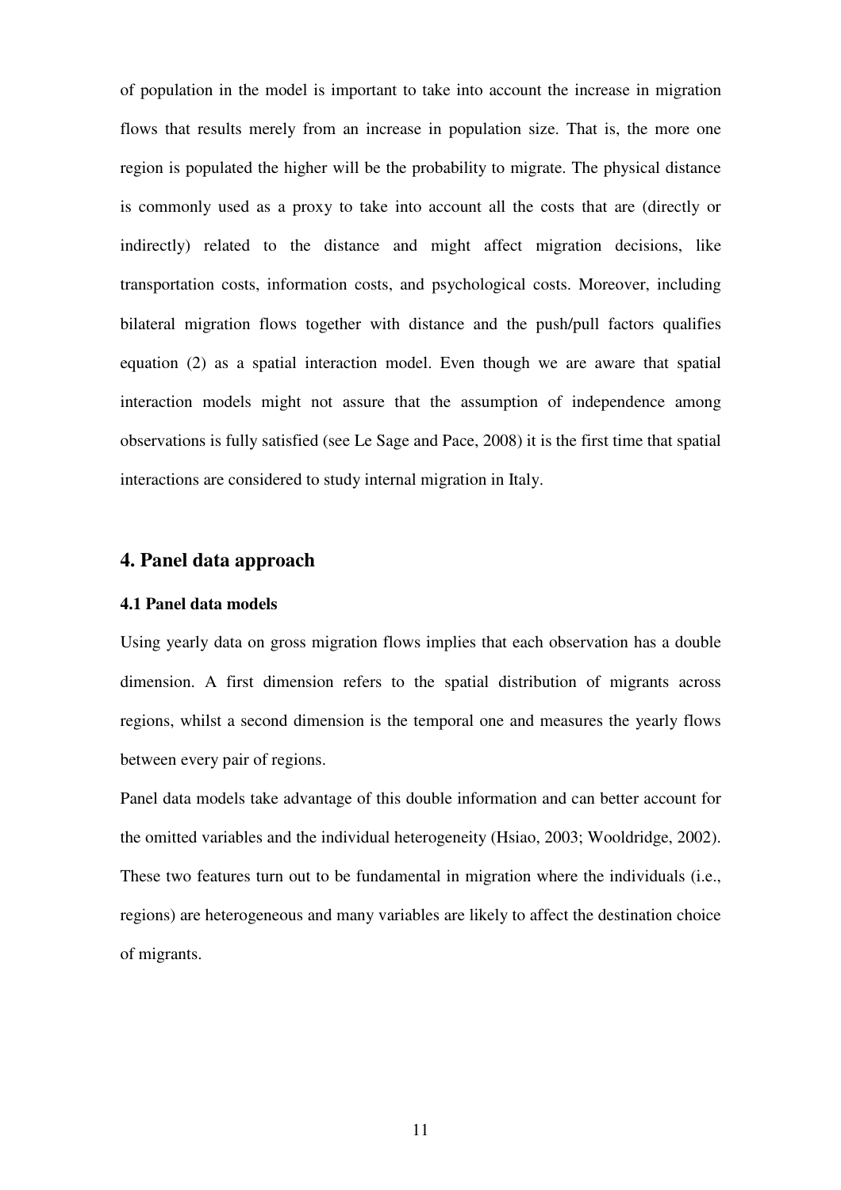of population in the model is important to take into account the increase in migration flows that results merely from an increase in population size. That is, the more one region is populated the higher will be the probability to migrate. The physical distance is commonly used as a proxy to take into account all the costs that are (directly or indirectly) related to the distance and might affect migration decisions, like transportation costs, information costs, and psychological costs. Moreover, including bilateral migration flows together with distance and the push/pull factors qualifies equation (2) as a spatial interaction model. Even though we are aware that spatial interaction models might not assure that the assumption of independence among observations is fully satisfied (see Le Sage and Pace, 2008) it is the first time that spatial interactions are considered to study internal migration in Italy.

## 4. Panel data approach

### 4.1 Panel data models

Using yearly data on gross migration flows implies that each observation has a double dimension. A first dimension refers to the spatial distribution of migrants across regions, whilst a second dimension is the temporal one and measures the yearly flows between every pair of regions.

Panel data models take advantage of this double information and can better account for the omitted variables and the individual heterogeneity (Hsiao, 2003; Wooldridge, 2002). These two features turn out to be fundamental in migration where the individuals (i.e., regions) are heterogeneous and many variables are likely to affect the destination choice of migrants.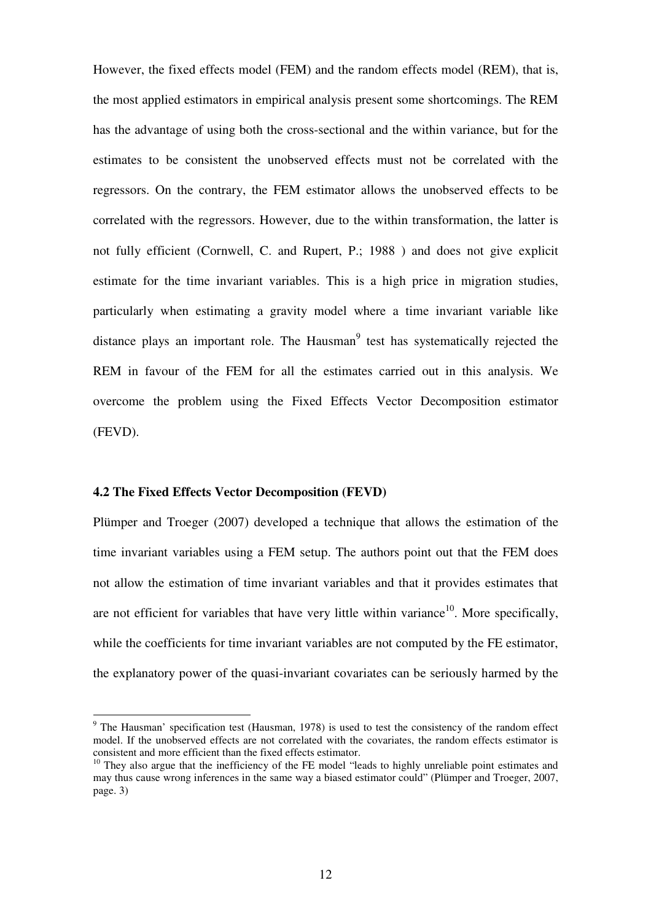However, the fixed effects model (FEM) and the random effects model (REM), that is, the most applied estimators in empirical analysis present some shortcomings. The REM has the advantage of using both the cross-sectional and the within variance, but for the estimates to be consistent the unobserved effects must not be correlated with the regressors. On the contrary, the FEM estimator allows the unobserved effects to be correlated with the regressors. However, due to the within transformation, the latter is not fully efficient (Cornwell, C. and Rupert, P.; 1988 ) and does not give explicit estimate for the time invariant variables. This is a high price in migration studies, particularly when estimating a gravity model where a time invariant variable like distance plays an important role. The Hausman[9] test has systematically rejected the REM in favour of the FEM for all the estimates carried out in this analysis. We overcome the problem using the Fixed Effects Vector Decomposition estimator (FEVD).

### 4.2 The Fixed Effects Vector Decomposition (FEVD)

Plümper and Troeger (2007) developed a technique that allows the estimation of the time invariant variables using a FEM setup. The authors point out that the FEM does not allow the estimation of time invariant variables and that it provides estimates that are not efficient for variables that have very little within variance[10]. More specifically, while the coefficients for time invariant variables are not computed by the FE estimator, the explanatory power of the quasi-invariant covariates can be seriously harmed by the

---

[9] The Hausman' specification test (Hausman, 1978) is used to test the consistency of the random effect model. If the unobserved effects are not correlated with the covariates, the random effects estimator is consistent and more efficient than the fixed effects estimator.

[10] They also argue that the inefficiency of the FE model "leads to highly unreliable point estimates and may thus cause wrong inferences in the same way a biased estimator could" (Plümper and Troeger, 2007, page. 3)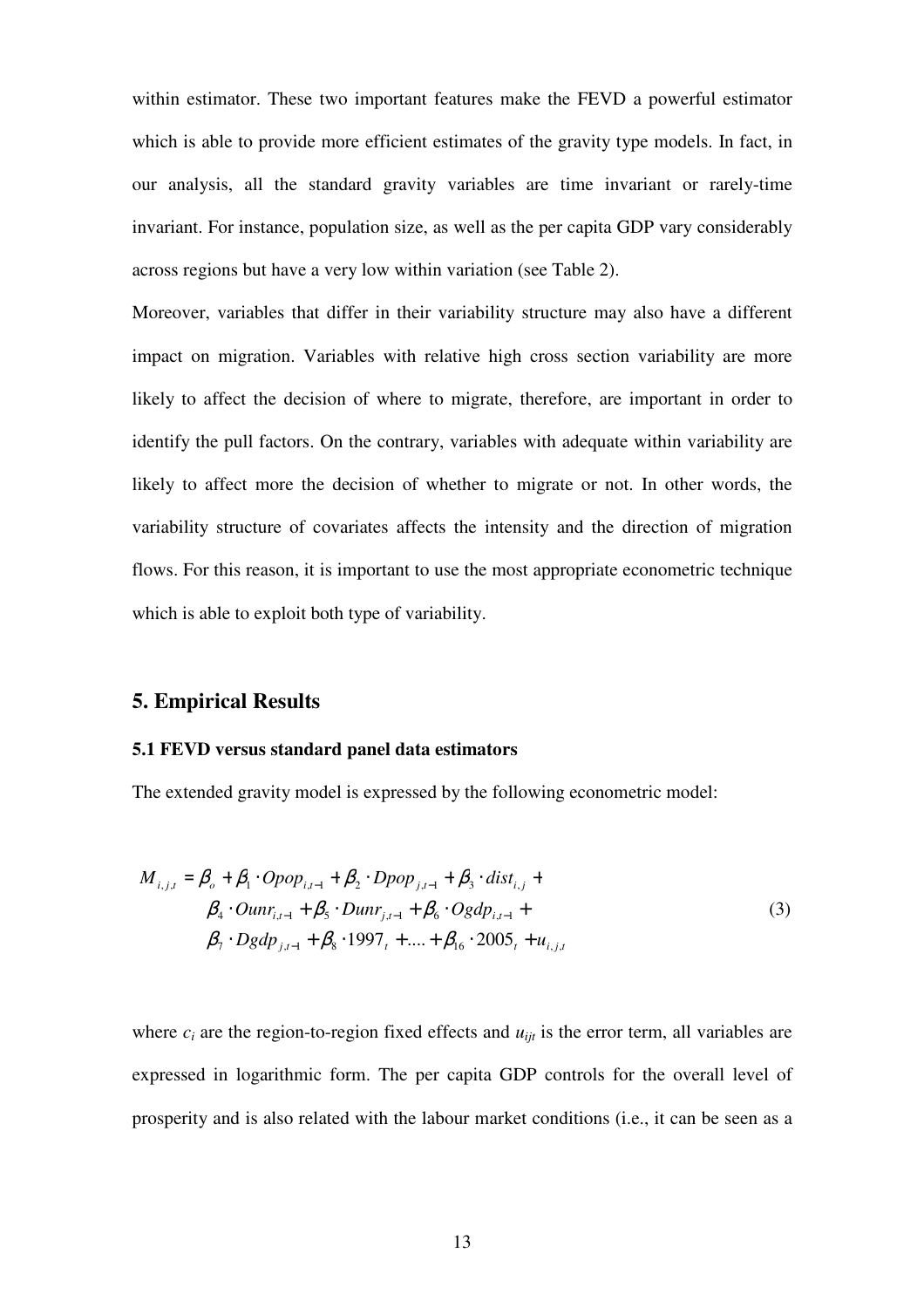within estimator. These two important features make the FEVD a powerful estimator which is able to provide more efficient estimates of the gravity type models. In fact, in our analysis, all the standard gravity variables are time invariant or rarely-time invariant. For instance, population size, as well as the per capita GDP vary considerably across regions but have a very low within variation (see Table 2).

Moreover, variables that differ in their variability structure may also have a different impact on migration. Variables with relative high cross section variability are more likely to affect the decision of where to migrate, therefore, are important in order to identify the pull factors. On the contrary, variables with adequate within variability are likely to affect more the decision of whether to migrate or not. In other words, the variability structure of covariates affects the intensity and the direction of migration flows. For this reason, it is important to use the most appropriate econometric technique which is able to exploit both type of variability.

## 5. Empirical Results

### 5.1 FEVD versus standard panel data estimators

The extended gravity model is expressed by the following econometric model:

$$
\begin{aligned}
M_{i,j,t} = \beta_o + \beta_1 \cdot Opop_{i,t-1} + \beta_2 \cdot Dpop_{j,t-1} + \beta_3 \cdot dist_{i,j} + \\
\beta_4 \cdot Ounr_{i,t-1} + \beta_5 \cdot Dunr_{j,t-1} + \beta_6 \cdot Ogdp_{i,t-1} + \\
\beta_7 \cdot Dgdp_{j,t-1} + \beta_8 \cdot 1997_t + .... + \beta_{16} \cdot 2005_t + u_{i,j,t}
\end{aligned}
\tag{3}
$$

where $c_i$ are the region-to-region fixed effects and $u_{ijt}$ is the error term, all variables are expressed in logarithmic form. The per capita GDP controls for the overall level of prosperity and is also related with the labour market conditions (i.e., it can be seen as a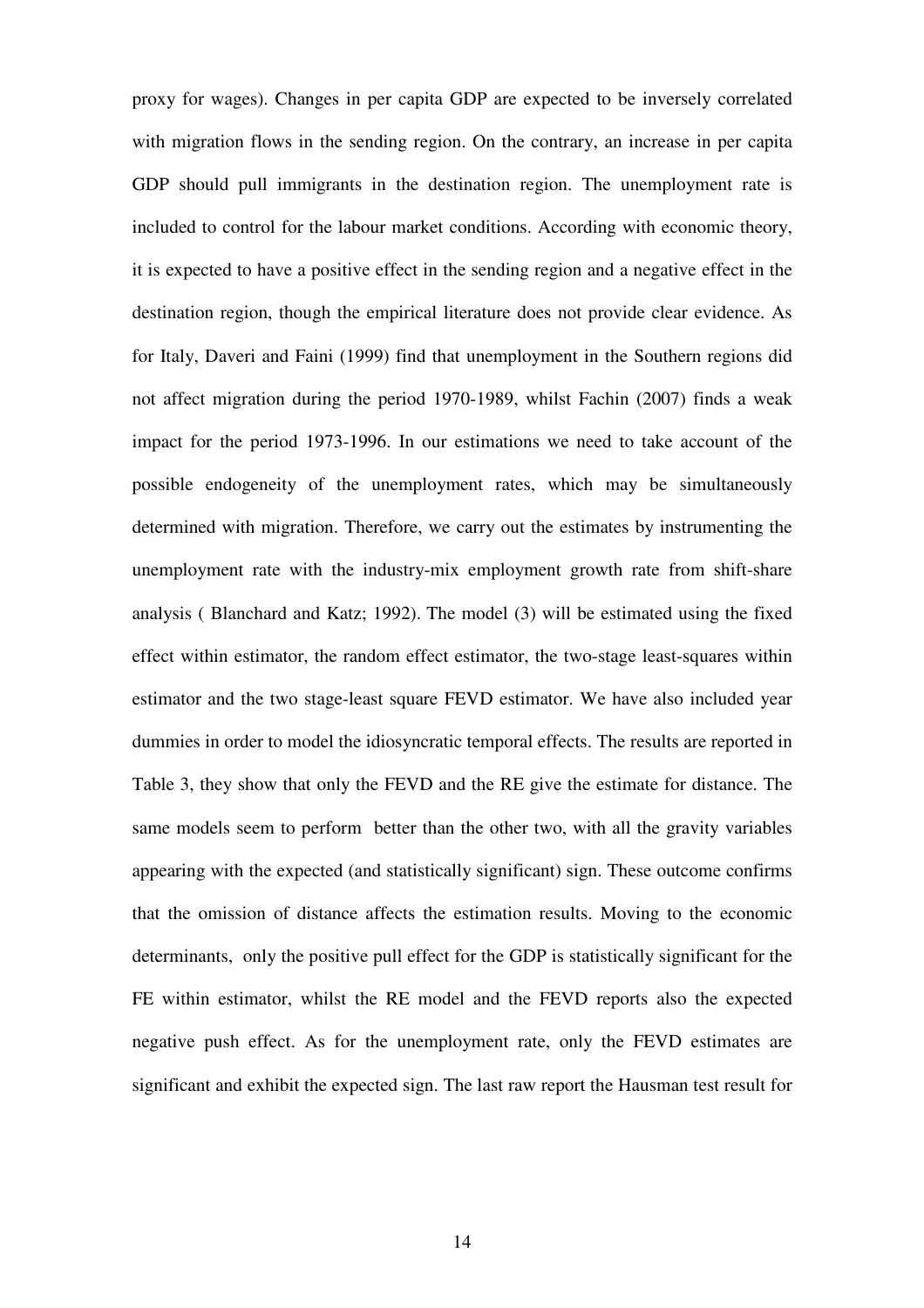proxy for wages). Changes in per capita GDP are expected to be inversely correlated with migration flows in the sending region. On the contrary, an increase in per capita GDP should pull immigrants in the destination region. The unemployment rate is included to control for the labour market conditions. According with economic theory, it is expected to have a positive effect in the sending region and a negative effect in the destination region, though the empirical literature does not provide clear evidence. As for Italy, Daveri and Faini (1999) find that unemployment in the Southern regions did not affect migration during the period 1970-1989, whilst Fachin (2007) finds a weak impact for the period 1973-1996. In our estimations we need to take account of the possible endogeneity of the unemployment rates, which may be simultaneously determined with migration. Therefore, we carry out the estimates by instrumenting the unemployment rate with the industry-mix employment growth rate from shift-share analysis ( Blanchard and Katz; 1992). The model (3) will be estimated using the fixed effect within estimator, the random effect estimator, the two-stage least-squares within estimator and the two stage-least square FEVD estimator. We have also included year dummies in order to model the idiosyncratic temporal effects. The results are reported in Table 3, they show that only the FEVD and the RE give the estimate for distance. The same models seem to perform better than the other two, with all the gravity variables appearing with the expected (and statistically significant) sign. These outcome confirms that the omission of distance affects the estimation results. Moving to the economic determinants, only the positive pull effect for the GDP is statistically significant for the FE within estimator, whilst the RE model and the FEVD reports also the expected negative push effect. As for the unemployment rate, only the FEVD estimates are significant and exhibit the expected sign. The last raw report the Hausman test result for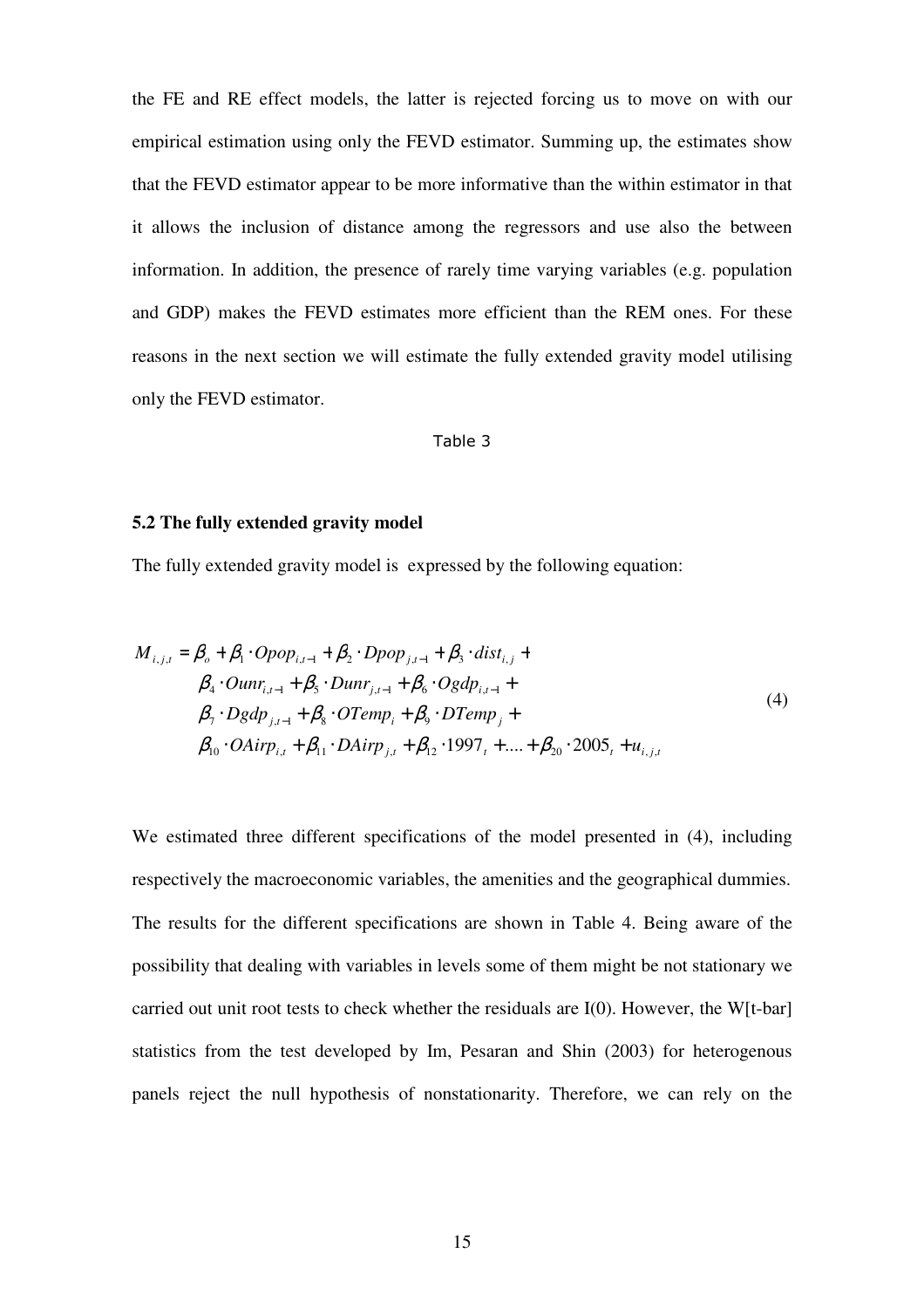the FE and RE effect models, the latter is rejected forcing us to move on with our empirical estimation using only the FEVD estimator. Summing up, the estimates show that the FEVD estimator appear to be more informative than the within estimator in that it allows the inclusion of distance among the regressors and use also the between information. In addition, the presence of rarely time varying variables (e.g. population and GDP) makes the FEVD estimates more efficient than the REM ones. For these reasons in the next section we will estimate the fully extended gravity model utilising only the FEVD estimator.

Table 3

### 5.2 The fully extended gravity model

The fully extended gravity model is expressed by the following equation:

$$
\begin{aligned}
M_{i,j,t} = \beta_o &+ \beta_1 \cdot Opop_{i,t-1} + \beta_2 \cdot Dpop_{j,t-1} + \beta_3 \cdot dist_{i,j} + \\
&\beta_4 \cdot Ounr_{i,t-1} + \beta_5 \cdot Dunr_{j,t-1} + \beta_6 \cdot Ogdp_{i,t-1} + \\
&\beta_7 \cdot Dgdp_{j,t-1} + \beta_8 \cdot OTemp_i + \beta_9 \cdot DTemp_j + \\
&\beta_{10} \cdot OAirp_{i,t} + \beta_{11} \cdot DAirp_{j,t} + \beta_{12} \cdot 1997_t + .... + \beta_{20} \cdot 2005_t + u_{i,j,t}
\end{aligned} \tag{4}
$$

We estimated three different specifications of the model presented in (4), including respectively the macroeconomic variables, the amenities and the geographical dummies. The results for the different specifications are shown in Table 4. Being aware of the possibility that dealing with variables in levels some of them might be not stationary we carried out unit root tests to check whether the residuals are I(0). However, the W[t-bar] statistics from the test developed by Im, Pesaran and Shin (2003) for heterogenous panels reject the null hypothesis of nonstationarity. Therefore, we can rely on the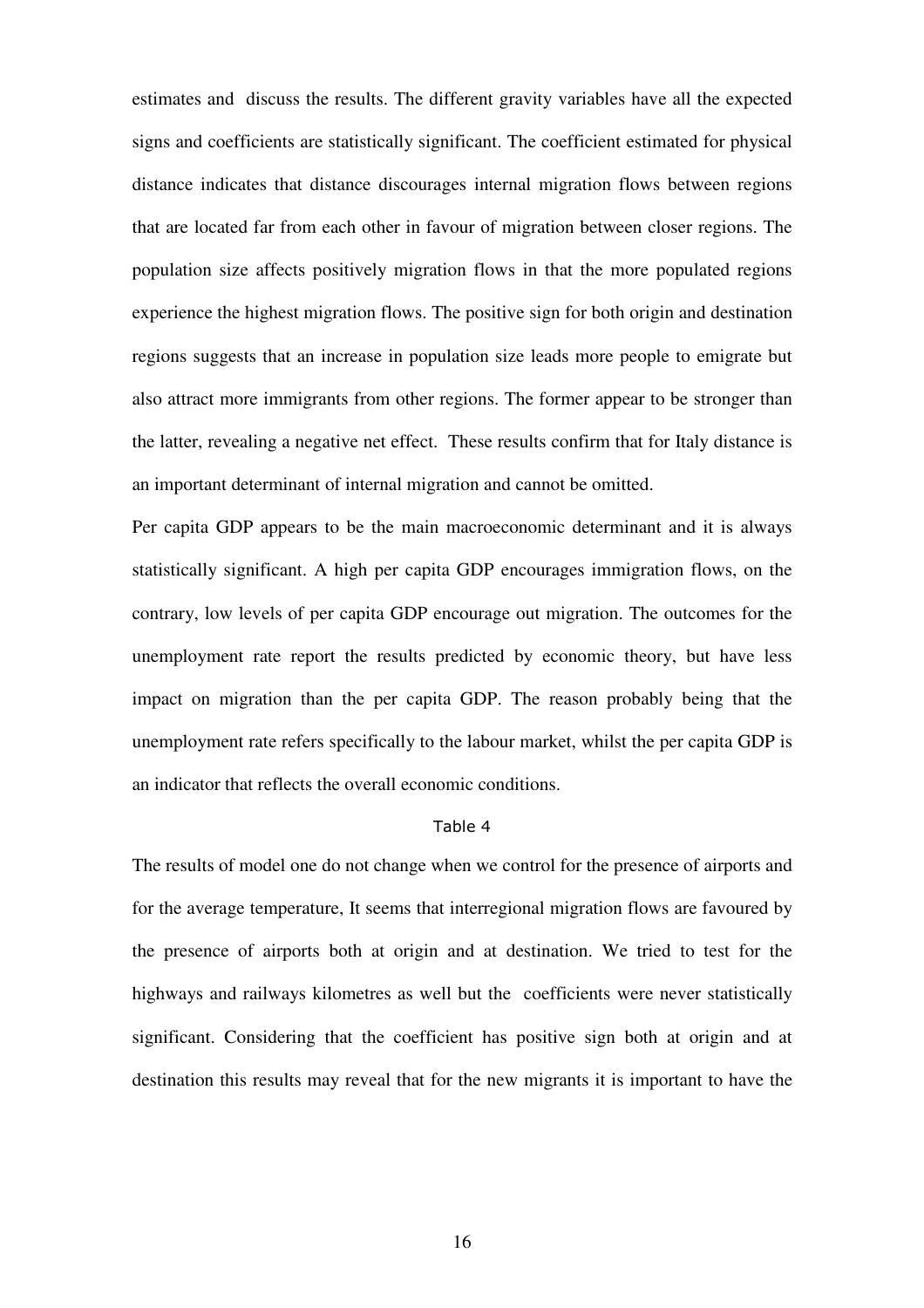estimates and  discuss the results. The different gravity variables have all the expected signs and coefficients are statistically significant. The coefficient estimated for physical distance indicates that distance discourages internal migration flows between regions that are located far from each other in favour of migration between closer regions. The population size affects positively migration flows in that the more populated regions experience the highest migration flows. The positive sign for both origin and destination regions suggests that an increase in population size leads more people to emigrate but also attract more immigrants from other regions. The former appear to be stronger than the latter, revealing a negative net effect.  These results confirm that for Italy distance is an important determinant of internal migration and cannot be omitted.

Per capita GDP appears to be the main macroeconomic determinant and it is always statistically significant. A high per capita GDP encourages immigration flows, on the contrary, low levels of per capita GDP encourage out migration. The outcomes for the unemployment rate report the results predicted by economic theory, but have less impact on migration than the per capita GDP. The reason probably being that the unemployment rate refers specifically to the labour market, whilst the per capita GDP is an indicator that reflects the overall economic conditions.

Table 4

The results of model one do not change when we control for the presence of airports and for the average temperature, It seems that interregional migration flows are favoured by the presence of airports both at origin and at destination. We tried to test for the highways and railways kilometres as well but the  coefficients were never statistically significant. Considering that the coefficient has positive sign both at origin and at destination this results may reveal that for the new migrants it is important to have the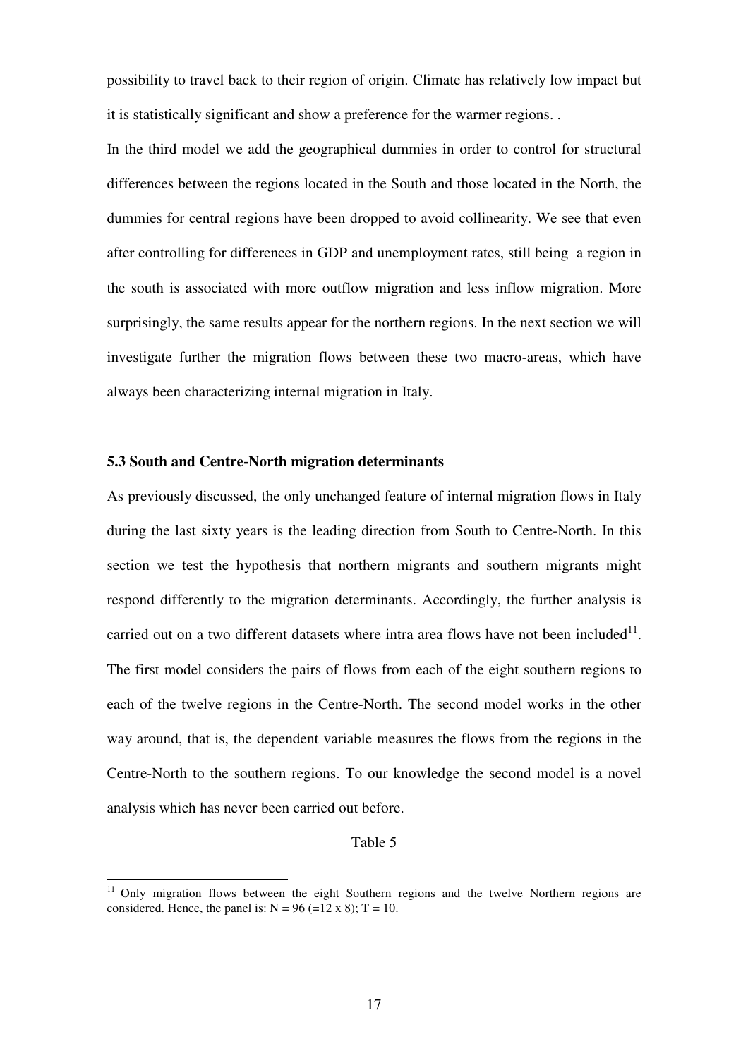possibility to travel back to their region of origin. Climate has relatively low impact but it is statistically significant and show a preference for the warmer regions. .

In the third model we add the geographical dummies in order to control for structural differences between the regions located in the South and those located in the North, the dummies for central regions have been dropped to avoid collinearity. We see that even after controlling for differences in GDP and unemployment rates, still being a region in the south is associated with more outflow migration and less inflow migration. More surprisingly, the same results appear for the northern regions. In the next section we will investigate further the migration flows between these two macro-areas, which have always been characterizing internal migration in Italy.

### 5.3 South and Centre-North migration determinants

As previously discussed, the only unchanged feature of internal migration flows in Italy during the last sixty years is the leading direction from South to Centre-North. In this section we test the hypothesis that northern migrants and southern migrants might respond differently to the migration determinants. Accordingly, the further analysis is carried out on a two different datasets where intra area flows have not been included[11]. The first model considers the pairs of flows from each of the eight southern regions to each of the twelve regions in the Centre-North. The second model works in the other way around, that is, the dependent variable measures the flows from the regions in the Centre-North to the southern regions. To our knowledge the second model is a novel analysis which has never been carried out before.

Table 5

[11] Only migration flows between the eight Southern regions and the twelve Northern regions are considered. Hence, the panel is: N = 96 (=12 x 8); T = 10.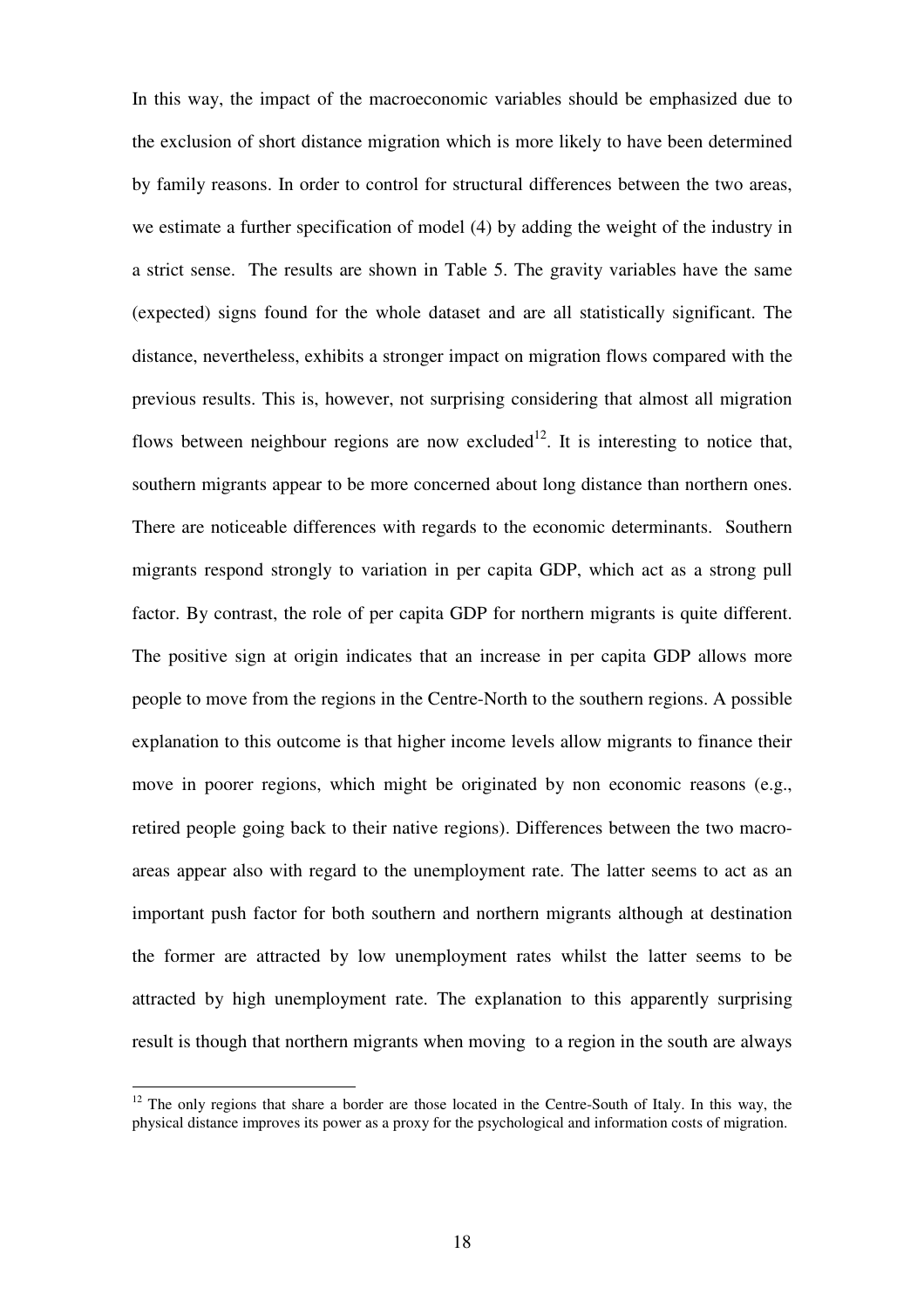In this way, the impact of the macroeconomic variables should be emphasized due to the exclusion of short distance migration which is more likely to have been determined by family reasons. In order to control for structural differences between the two areas, we estimate a further specification of model (4) by adding the weight of the industry in a strict sense. The results are shown in Table 5. The gravity variables have the same (expected) signs found for the whole dataset and are all statistically significant. The distance, nevertheless, exhibits a stronger impact on migration flows compared with the previous results. This is, however, not surprising considering that almost all migration flows between neighbour regions are now excluded[12]. It is interesting to notice that, southern migrants appear to be more concerned about long distance than northern ones. There are noticeable differences with regards to the economic determinants. Southern migrants respond strongly to variation in per capita GDP, which act as a strong pull factor. By contrast, the role of per capita GDP for northern migrants is quite different. The positive sign at origin indicates that an increase in per capita GDP allows more people to move from the regions in the Centre-North to the southern regions. A possible explanation to this outcome is that higher income levels allow migrants to finance their move in poorer regions, which might be originated by non economic reasons (e.g., retired people going back to their native regions). Differences between the two macro-areas appear also with regard to the unemployment rate. The latter seems to act as an important push factor for both southern and northern migrants although at destination the former are attracted by low unemployment rates whilst the latter seems to be attracted by high unemployment rate. The explanation to this apparently surprising result is though that northern migrants when moving to a region in the south are always

---

[12] The only regions that share a border are those located in the Centre-South of Italy. In this way, the physical distance improves its power as a proxy for the psychological and information costs of migration.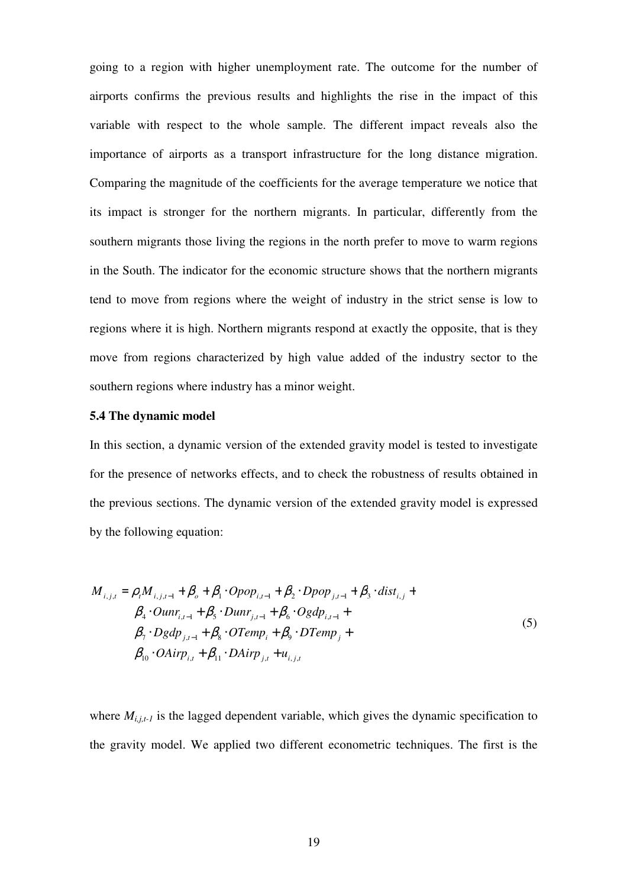going to a region with higher unemployment rate. The outcome for the number of airports confirms the previous results and highlights the rise in the impact of this variable with respect to the whole sample. The different impact reveals also the importance of airports as a transport infrastructure for the long distance migration. Comparing the magnitude of the coefficients for the average temperature we notice that its impact is stronger for the northern migrants. In particular, differently from the southern migrants those living the regions in the north prefer to move to warm regions in the South. The indicator for the economic structure shows that the northern migrants tend to move from regions where the weight of industry in the strict sense is low to regions where it is high. Northern migrants respond at exactly the opposite, that is they move from regions characterized by high value added of the industry sector to the southern regions where industry has a minor weight.

### 5.4 The dynamic model

In this section, a dynamic version of the extended gravity model is tested to investigate for the presence of networks effects, and to check the robustness of results obtained in the previous sections. The dynamic version of the extended gravity model is expressed by the following equation:

$$
\begin{aligned}
M_{i,j,t} = \rho_t M_{i,j,t-1} + \beta_o + \beta_1 \cdot Opop_{i,t-1} + \beta_2 \cdot Dpop_{j,t-1} + \beta_3 \cdot dist_{i,j} + \\
\beta_4 \cdot Ounr_{i,t-1} + \beta_5 \cdot Dunr_{j,t-1} + \beta_6 \cdot Ogdp_{i,t-1} + \\
\beta_7 \cdot Dgdp_{j,t-1} + \beta_8 \cdot OTemp_i + \beta_9 \cdot DTemp_j + \\
\beta_{10} \cdot OAirp_{i,t} + \beta_{11} \cdot DAirp_{j,t} + u_{i,j,t}
\end{aligned} \tag{5}
$$

where $M_{i,j,t-1}$ is the lagged dependent variable, which gives the dynamic specification to the gravity model. We applied two different econometric techniques. The first is the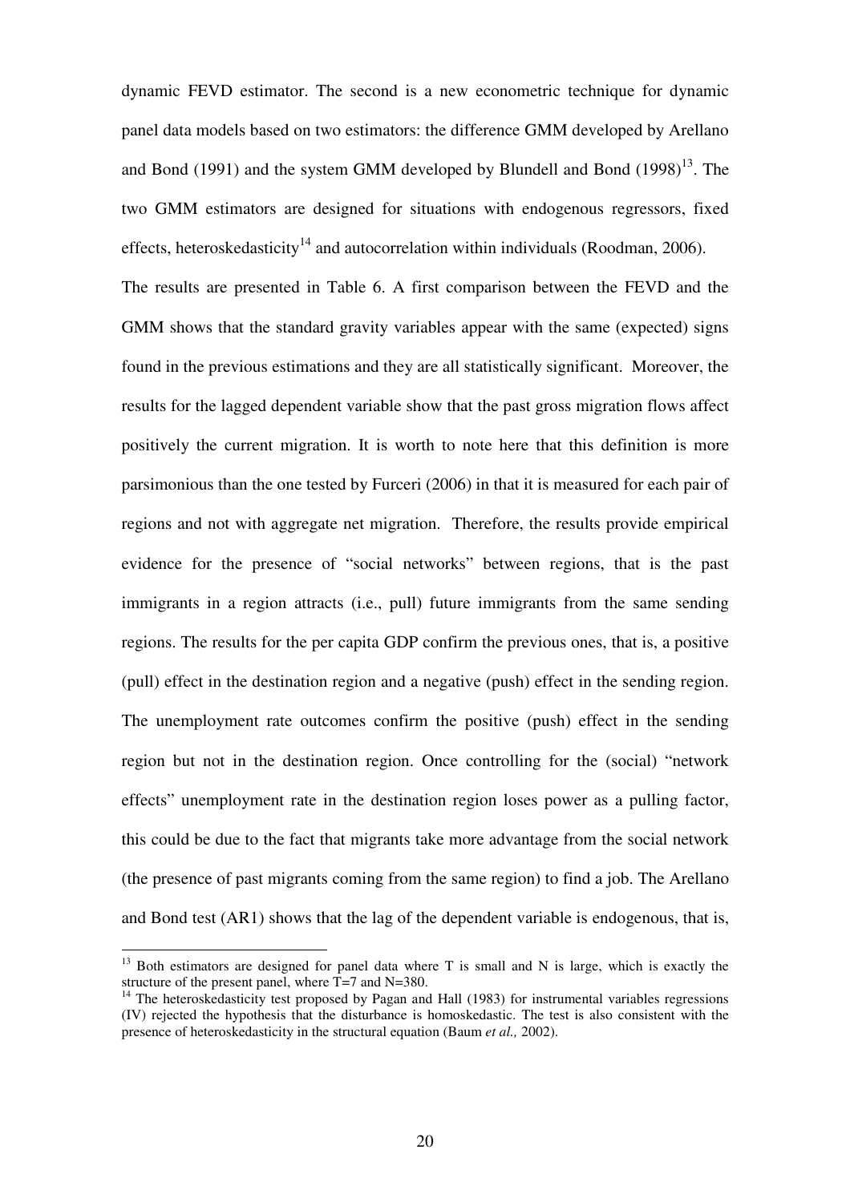dynamic FEVD estimator. The second is a new econometric technique for dynamic panel data models based on two estimators: the difference GMM developed by Arellano and Bond (1991) and the system GMM developed by Blundell and Bond (1998)[13]. The two GMM estimators are designed for situations with endogenous regressors, fixed effects, heteroskedasticity[14] and autocorrelation within individuals (Roodman, 2006).

The results are presented in Table 6. A first comparison between the FEVD and the GMM shows that the standard gravity variables appear with the same (expected) signs found in the previous estimations and they are all statistically significant. Moreover, the results for the lagged dependent variable show that the past gross migration flows affect positively the current migration. It is worth to note here that this definition is more parsimonious than the one tested by Furceri (2006) in that it is measured for each pair of regions and not with aggregate net migration. Therefore, the results provide empirical evidence for the presence of "social networks" between regions, that is the past immigrants in a region attracts (i.e., pull) future immigrants from the same sending regions. The results for the per capita GDP confirm the previous ones, that is, a positive (pull) effect in the destination region and a negative (push) effect in the sending region. The unemployment rate outcomes confirm the positive (push) effect in the sending region but not in the destination region. Once controlling for the (social) "network effects" unemployment rate in the destination region loses power as a pulling factor, this could be due to the fact that migrants take more advantage from the social network (the presence of past migrants coming from the same region) to find a job. The Arellano and Bond test (AR1) shows that the lag of the dependent variable is endogenous, that is,

[13] Both estimators are designed for panel data where T is small and N is large, which is exactly the structure of the present panel, where T=7 and N=380.

[14] The heteroskedasticity test proposed by Pagan and Hall (1983) for instrumental variables regressions (IV) rejected the hypothesis that the disturbance is homoskedastic. The test is also consistent with the presence of heteroskedasticity in the structural equation (Baum *et al.,* 2002).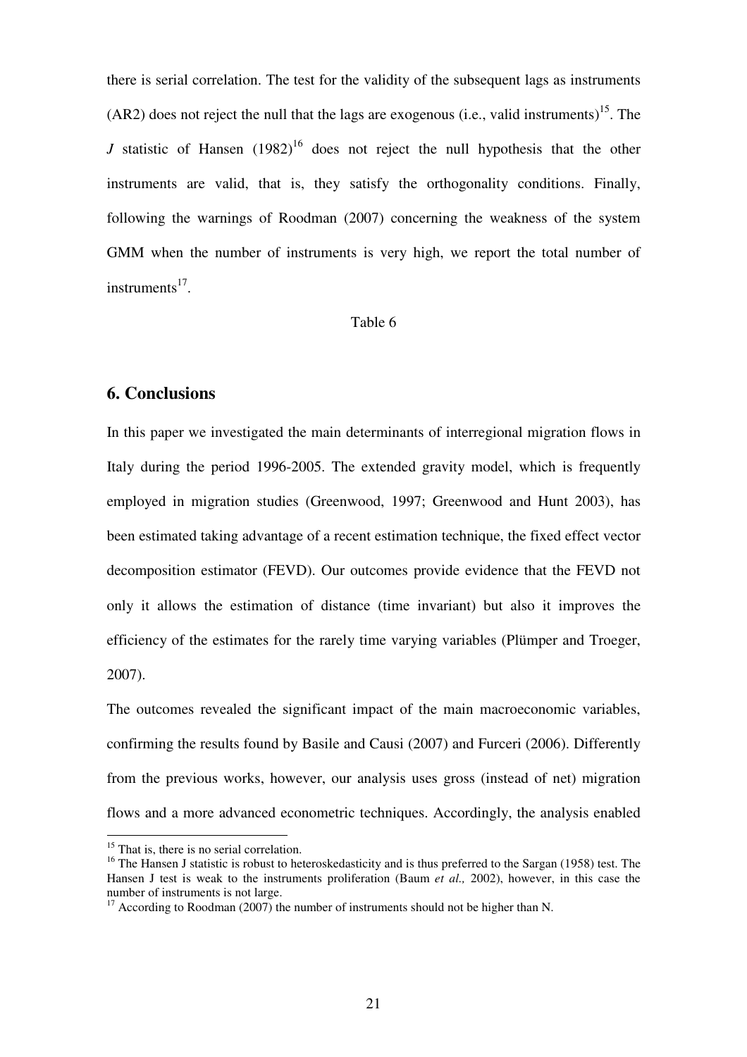there is serial correlation. The test for the validity of the subsequent lags as instruments (AR2) does not reject the null that the lags are exogenous (i.e., valid instruments)[15]. The $J$ statistic of Hansen (1982)[16] does not reject the null hypothesis that the other instruments are valid, that is, they satisfy the orthogonality conditions. Finally, following the warnings of Roodman (2007) concerning the weakness of the system GMM when the number of instruments is very high, we report the total number of instruments[17].

Table 6

## 6. Conclusions

In this paper we investigated the main determinants of interregional migration flows in Italy during the period 1996-2005. The extended gravity model, which is frequently employed in migration studies (Greenwood, 1997; Greenwood and Hunt 2003), has been estimated taking advantage of a recent estimation technique, the fixed effect vector decomposition estimator (FEVD). Our outcomes provide evidence that the FEVD not only it allows the estimation of distance (time invariant) but also it improves the efficiency of the estimates for the rarely time varying variables (Plümper and Troeger, 2007).

The outcomes revealed the significant impact of the main macroeconomic variables, confirming the results found by Basile and Causi (2007) and Furceri (2006). Differently from the previous works, however, our analysis uses gross (instead of net) migration flows and a more advanced econometric techniques. Accordingly, the analysis enabled

---

[15] That is, there is no serial correlation.

[16] The Hansen J statistic is robust to heteroskedasticity and is thus preferred to the Sargan (1958) test. The Hansen J test is weak to the instruments proliferation (Baum *et al.,* 2002), however, in this case the number of instruments is not large.

[17] According to Roodman (2007) the number of instruments should not be higher than N.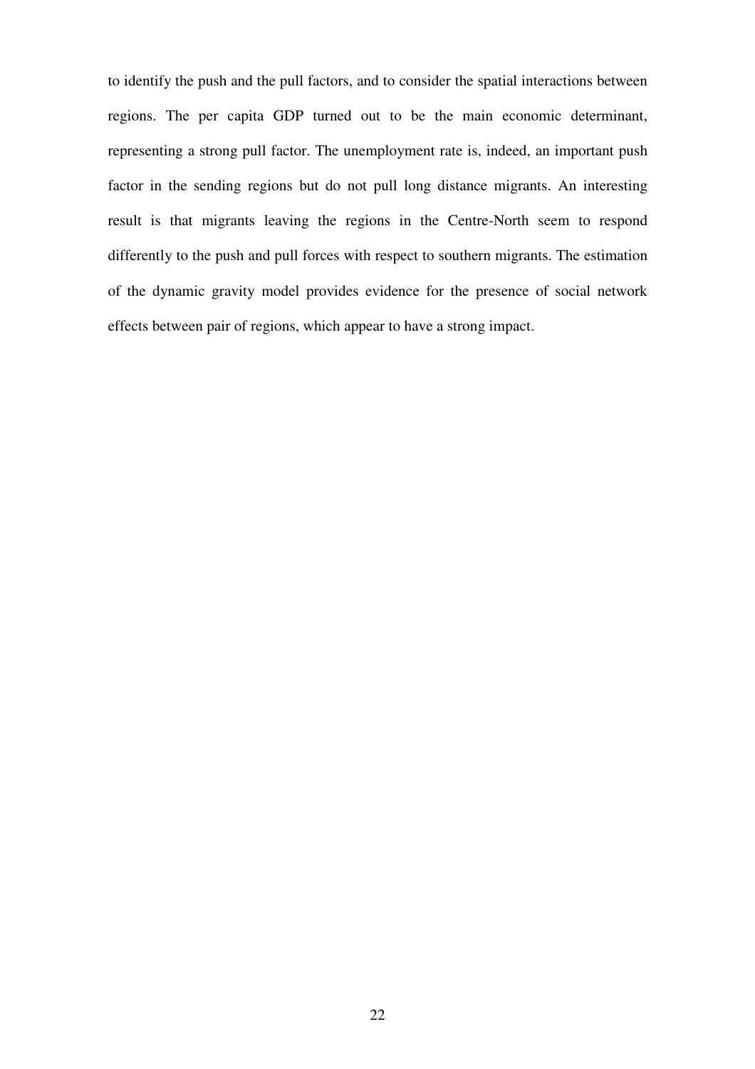to identify the push and the pull factors, and to consider the spatial interactions between regions. The per capita GDP turned out to be the main economic determinant, representing a strong pull factor. The unemployment rate is, indeed, an important push factor in the sending regions but do not pull long distance migrants. An interesting result is that migrants leaving the regions in the Centre-North seem to respond differently to the push and pull forces with respect to southern migrants. The estimation of the dynamic gravity model provides evidence for the presence of social network effects between pair of regions, which appear to have a strong impact.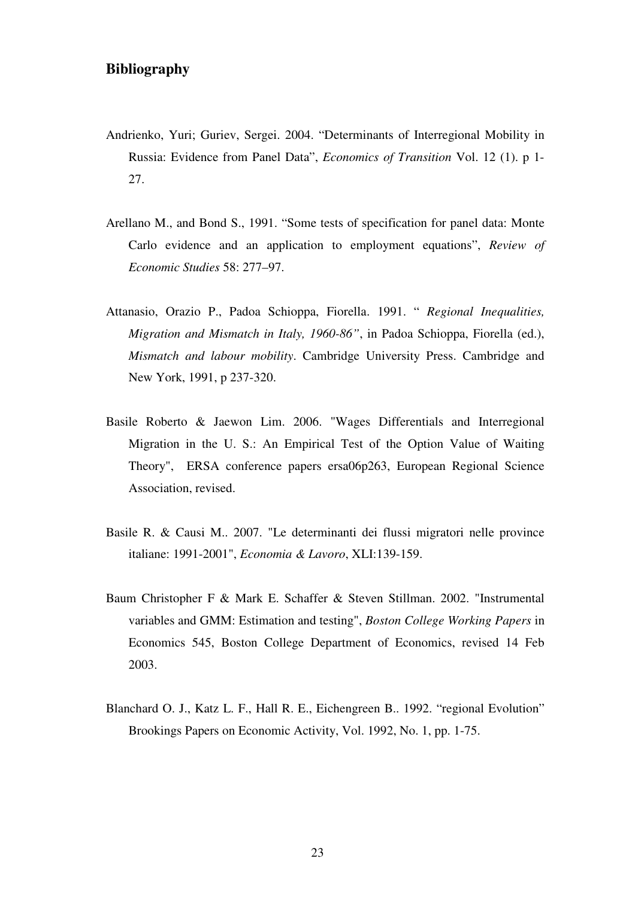## Bibliography

Andrienko, Yuri; Guriev, Sergei. 2004. "Determinants of Interregional Mobility in Russia: Evidence from Panel Data", *Economics of Transition* Vol. 12 (1). p 1-27.

Arellano M., and Bond S., 1991. "Some tests of specification for panel data: Monte Carlo evidence and an application to employment equations", *Review of Economic Studies* 58: 277–97.

Attanasio, Orazio P., Padoa Schioppa, Fiorella. 1991. " *Regional Inequalities, Migration and Mismatch in Italy, 1960-86"*, in Padoa Schioppa, Fiorella (ed.), *Mismatch and labour mobility*. Cambridge University Press. Cambridge and New York, 1991, p 237-320.

Basile Roberto & Jaewon Lim. 2006. "Wages Differentials and Interregional Migration in the U. S.: An Empirical Test of the Option Value of Waiting Theory", ERSA conference papers ersa06p263, European Regional Science Association, revised.

Basile R. & Causi M.. 2007. "Le determinanti dei flussi migratori nelle province italiane: 1991-2001", *Economia & Lavoro*, XLI:139-159.

Baum Christopher F & Mark E. Schaffer & Steven Stillman. 2002. "Instrumental variables and GMM: Estimation and testing", *Boston College Working Papers* in Economics 545, Boston College Department of Economics, revised 14 Feb 2003.

Blanchard O. J., Katz L. F., Hall R. E., Eichengreen B.. 1992. "regional Evolution" Brookings Papers on Economic Activity, Vol. 1992, No. 1, pp. 1-75.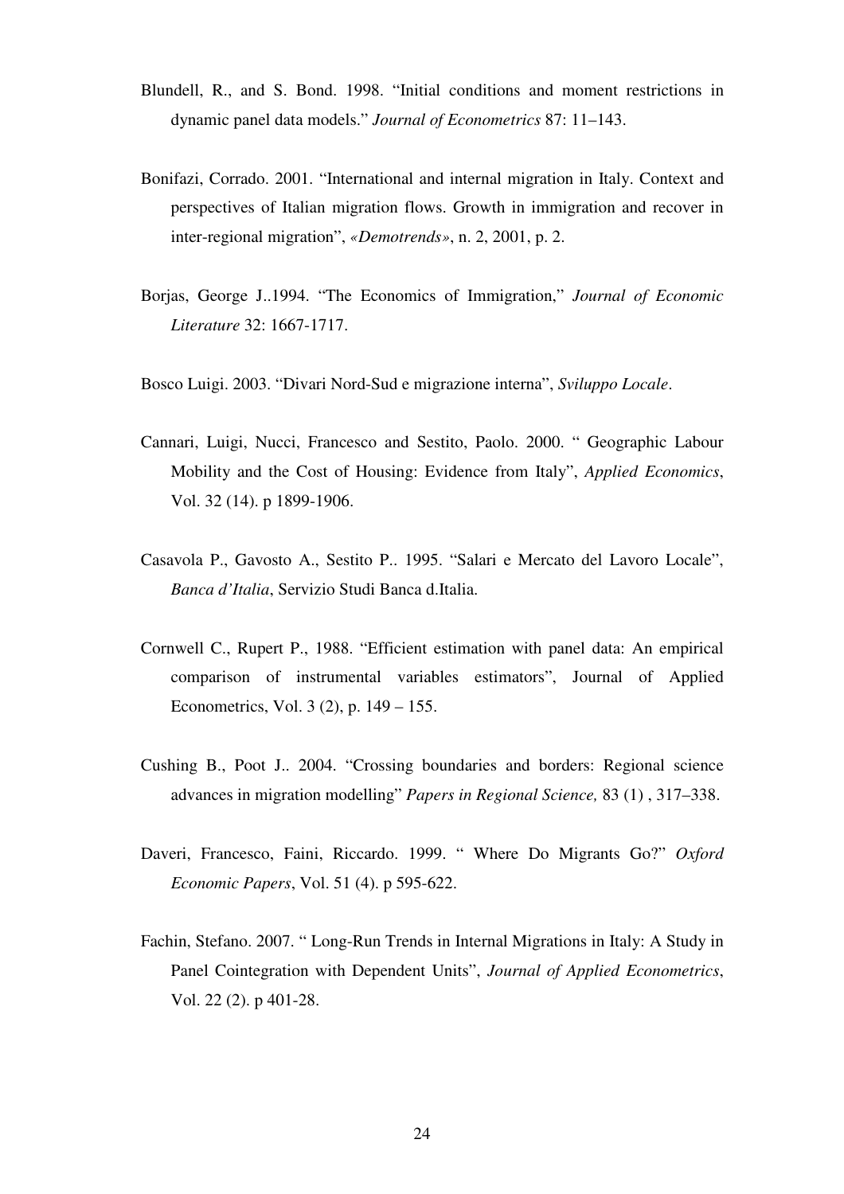Blundell, R., and S. Bond. 1998. "Initial conditions and moment restrictions in dynamic panel data models." *Journal of Econometrics* 87: 11–143.

Bonifazi, Corrado. 2001. "International and internal migration in Italy. Context and perspectives of Italian migration flows. Growth in immigration and recover in inter-regional migration", *«Demotrends»*, n. 2, 2001, p. 2.

Borjas, George J..1994. "The Economics of Immigration," *Journal of Economic Literature* 32: 1667-1717.

Bosco Luigi. 2003. "Divari Nord-Sud e migrazione interna", *Sviluppo Locale*.

Cannari, Luigi, Nucci, Francesco and Sestito, Paolo. 2000. " Geographic Labour Mobility and the Cost of Housing: Evidence from Italy", *Applied Economics*, Vol. 32 (14). p 1899-1906.

Casavola P., Gavosto A., Sestito P.. 1995. "Salari e Mercato del Lavoro Locale", *Banca d'Italia*, Servizio Studi Banca d.Italia.

Cornwell C., Rupert P., 1988. "Efficient estimation with panel data: An empirical comparison of instrumental variables estimators", Journal of Applied Econometrics, Vol. 3 (2), p. 149 – 155.

Cushing B., Poot J.. 2004. "Crossing boundaries and borders: Regional science advances in migration modelling" *Papers in Regional Science,* 83 (1) , 317–338.

Daveri, Francesco, Faini, Riccardo. 1999. " Where Do Migrants Go?" *Oxford Economic Papers*, Vol. 51 (4). p 595-622.

Fachin, Stefano. 2007. " Long-Run Trends in Internal Migrations in Italy: A Study in Panel Cointegration with Dependent Units", *Journal of Applied Econometrics*, Vol. 22 (2). p 401-28.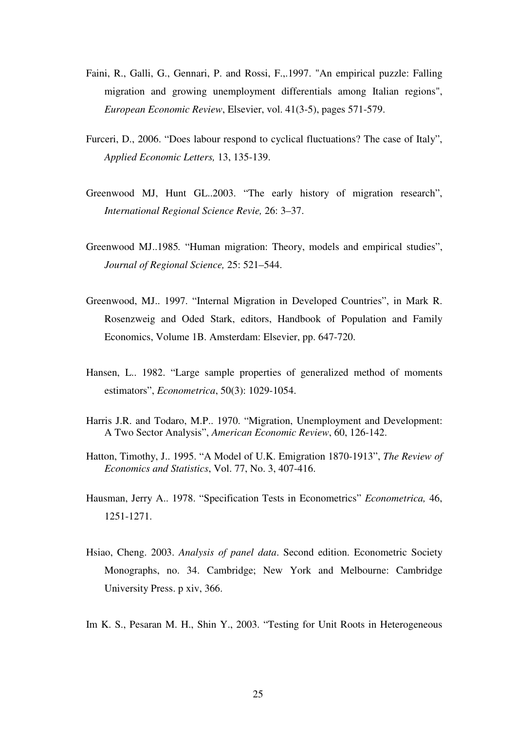Faini, R., Galli, G., Gennari, P. and Rossi, F.,.1997. "An empirical puzzle: Falling migration and growing unemployment differentials among Italian regions", *European Economic Review*, Elsevier, vol. 41(3-5), pages 571-579.

Furceri, D., 2006. "Does labour respond to cyclical fluctuations? The case of Italy", *Applied Economic Letters,* 13, 135-139.

Greenwood MJ, Hunt GL..2003. "The early history of migration research", *International Regional Science Revie,* 26: 3–37.

Greenwood MJ..1985. "Human migration: Theory, models and empirical studies", *Journal of Regional Science,* 25: 521–544.

Greenwood, MJ.. 1997. "Internal Migration in Developed Countries", in Mark R. Rosenzweig and Oded Stark, editors, Handbook of Population and Family Economics, Volume 1B. Amsterdam: Elsevier, pp. 647-720.

Hansen, L.. 1982. "Large sample properties of generalized method of moments estimators", *Econometrica*, 50(3): 1029-1054.

Harris J.R. and Todaro, M.P.. 1970. "Migration, Unemployment and Development: A Two Sector Analysis", *American Economic Review*, 60, 126-142.

Hatton, Timothy, J.. 1995. "A Model of U.K. Emigration 1870-1913", *The Review of Economics and Statistics*, Vol. 77, No. 3, 407-416.

Hausman, Jerry A.. 1978. "Specification Tests in Econometrics" *Econometrica,* 46, 1251-1271.

Hsiao, Cheng. 2003. *Analysis of panel data*. Second edition. Econometric Society Monographs, no. 34. Cambridge; New York and Melbourne: Cambridge University Press. p xiv, 366.

Im K. S., Pesaran M. H., Shin Y., 2003. "Testing for Unit Roots in Heterogeneous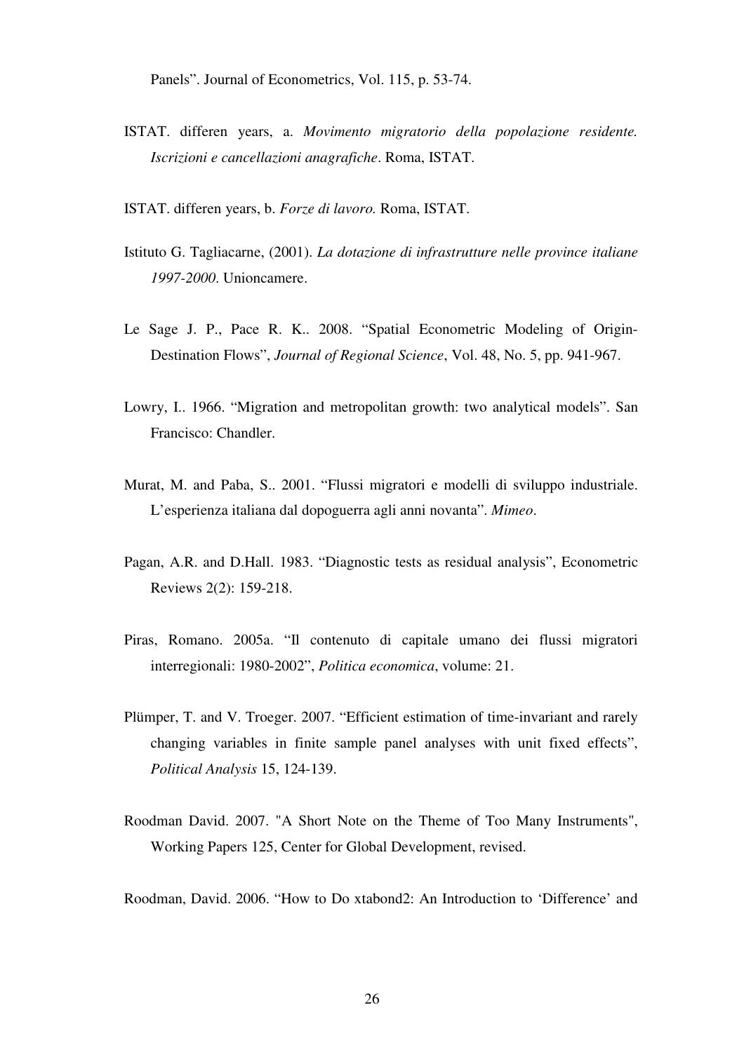Panels". Journal of Econometrics, Vol. 115, p. 53-74.

ISTAT. differen years, a. *Movimento migratorio della popolazione residente. Iscrizioni e cancellazioni anagrafiche*. Roma, ISTAT.

ISTAT. differen years, b. *Forze di lavoro.* Roma, ISTAT.

Istituto G. Tagliacarne, (2001). *La dotazione di infrastrutture nelle province italiane 1997-2000*. Unioncamere.

Le Sage J. P., Pace R. K.. 2008. "Spatial Econometric Modeling of Origin-Destination Flows", *Journal of Regional Science*, Vol. 48, No. 5, pp. 941-967.

Lowry, I.. 1966. "Migration and metropolitan growth: two analytical models". San Francisco: Chandler.

Murat, M. and Paba, S.. 2001. "Flussi migratori e modelli di sviluppo industriale. L'esperienza italiana dal dopoguerra agli anni novanta". *Mimeo*.

Pagan, A.R. and D.Hall. 1983. "Diagnostic tests as residual analysis", Econometric Reviews 2(2): 159-218.

Piras, Romano. 2005a. "Il contenuto di capitale umano dei flussi migratori interregionali: 1980-2002", *Politica economica*, volume: 21.

Plümper, T. and V. Troeger. 2007. "Efficient estimation of time-invariant and rarely changing variables in finite sample panel analyses with unit fixed effects", *Political Analysis* 15, 124-139.

Roodman David. 2007. "A Short Note on the Theme of Too Many Instruments", Working Papers 125, Center for Global Development, revised.

Roodman, David. 2006. "How to Do xtabond2: An Introduction to 'Difference' and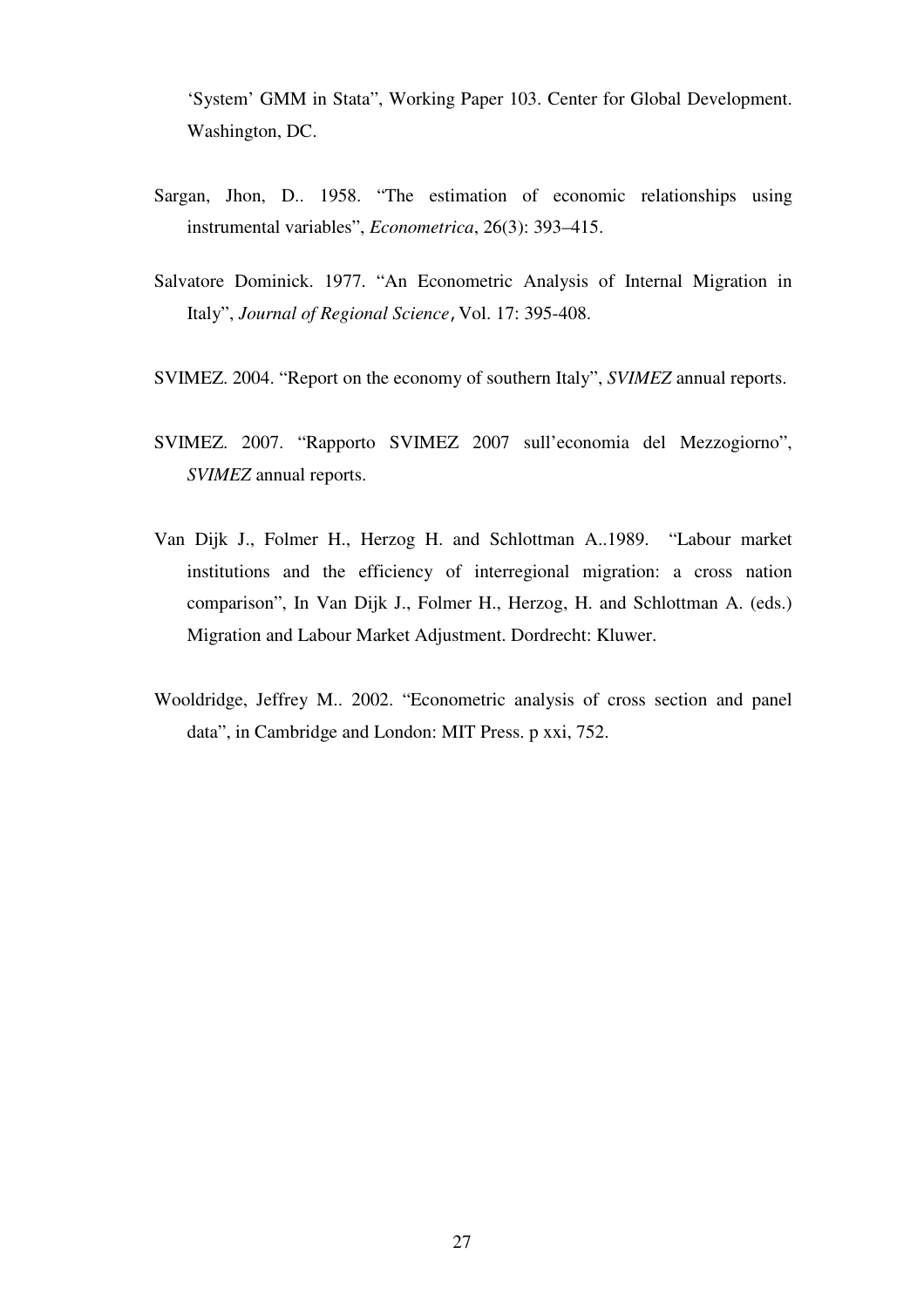'System' GMM in Stata", Working Paper 103. Center for Global Development. Washington, DC.

Sargan, Jhon, D.. 1958. "The estimation of economic relationships using instrumental variables", *Econometrica*, 26(3): 393–415.

Salvatore Dominick. 1977. "An Econometric Analysis of Internal Migration in Italy", *Journal of Regional Science*, Vol. 17: 395-408.

SVIMEZ. 2004. "Report on the economy of southern Italy", *SVIMEZ* annual reports.

SVIMEZ. 2007. "Rapporto SVIMEZ 2007 sull'economia del Mezzogiorno", *SVIMEZ* annual reports.

Van Dijk J., Folmer H., Herzog H. and Schlottman A..1989. "Labour market institutions and the efficiency of interregional migration: a cross nation comparison", In Van Dijk J., Folmer H., Herzog, H. and Schlottman A. (eds.) Migration and Labour Market Adjustment. Dordrecht: Kluwer.

Wooldridge, Jeffrey M.. 2002. "Econometric analysis of cross section and panel data", in Cambridge and London: MIT Press. p xxi, 752.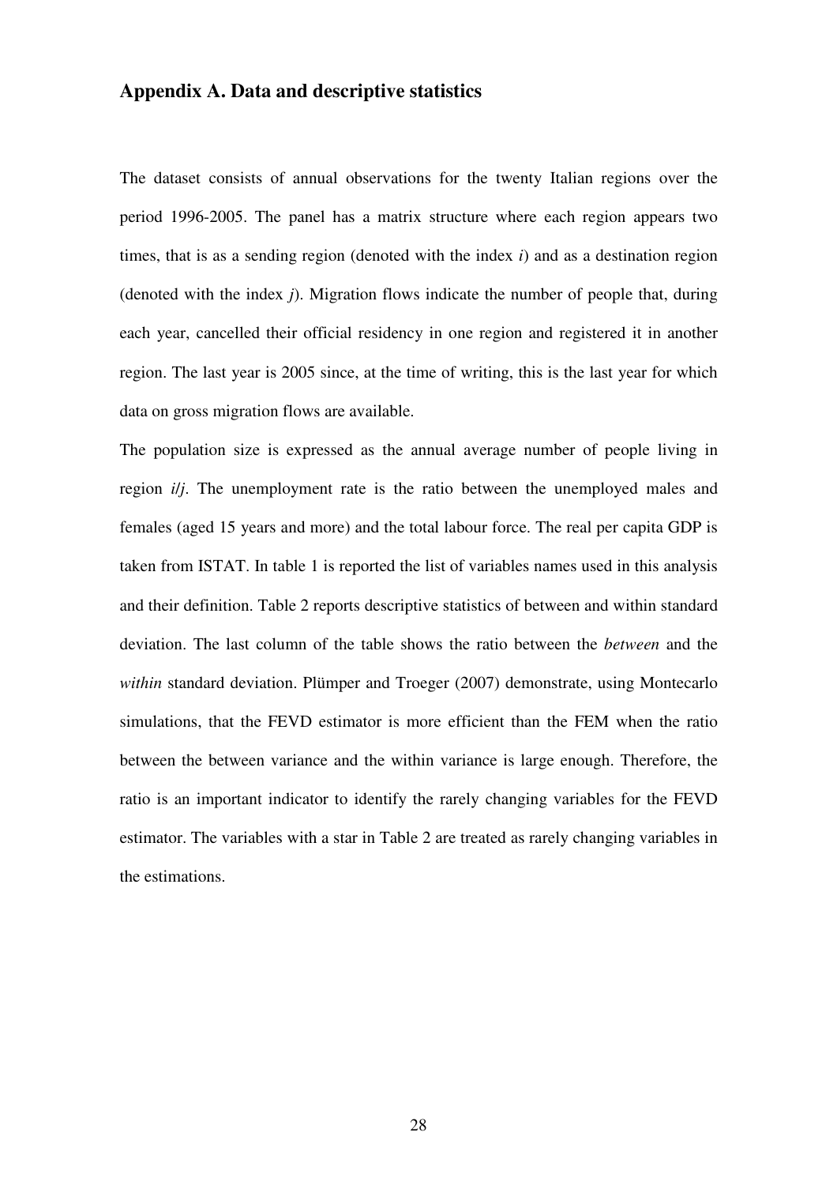## Appendix A. Data and descriptive statistics

The dataset consists of annual observations for the twenty Italian regions over the period 1996-2005. The panel has a matrix structure where each region appears two times, that is as a sending region (denoted with the index $i$) and as a destination region (denoted with the index $j$). Migration flows indicate the number of people that, during each year, cancelled their official residency in one region and registered it in another region. The last year is 2005 since, at the time of writing, this is the last year for which data on gross migration flows are available.

The population size is expressed as the annual average number of people living in region $i/j$. The unemployment rate is the ratio between the unemployed males and females (aged 15 years and more) and the total labour force. The real per capita GDP is taken from ISTAT. In table 1 is reported the list of variables names used in this analysis and their definition. Table 2 reports descriptive statistics of between and within standard deviation. The last column of the table shows the ratio between the *between* and the *within* standard deviation. Plümper and Troeger (2007) demonstrate, using Montecarlo simulations, that the FEVD estimator is more efficient than the FEM when the ratio between the between variance and the within variance is large enough. Therefore, the ratio is an important indicator to identify the rarely changing variables for the FEVD estimator. The variables with a star in Table 2 are treated as rarely changing variables in the estimations.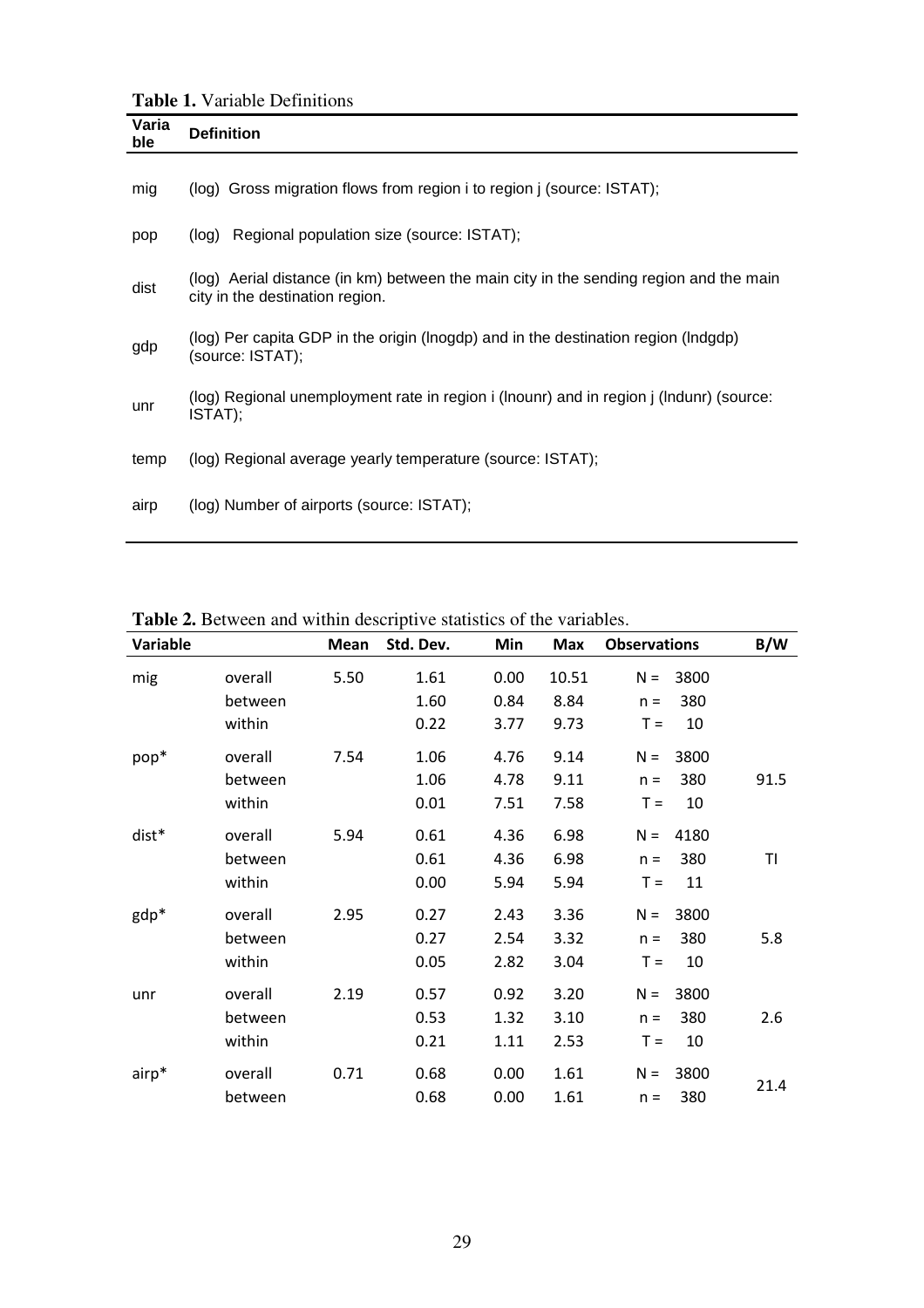**Table 1.** Variable Definitions

| Variable | Definition |
|---|---|
| mig | (log) Gross migration flows from region i to region j (source: ISTAT); |
| pop | (log) Regional population size (source: ISTAT); |
| dist | (log) Aerial distance (in km) between the main city in the sending region and the main city in the destination region. |
| gdp | (log) Per capita GDP in the origin (lnogdp) and in the destination region (lndgdp) (source: ISTAT); |
| unr | (log) Regional unemployment rate in region i (lnounr) and in region j (lndunr) (source: ISTAT); |
| temp | (log) Regional average yearly temperature (source: ISTAT); |
| airp | (log) Number of airports (source: ISTAT); |

**Table 2.** Between and within descriptive statistics of the variables.

| Variable | | Mean | Std. Dev. | Min | Max | Observations | B/W |
|---|---|---|---|---|---|---|---|
| mig | overall | 5.50 | 1.61 | 0.00 | 10.51 | N = 3800 | |
| | between | | 1.60 | 0.84 | 8.84 | n = 380 | |
| | within | | 0.22 | 3.77 | 9.73 | T = 10 | |
| pop* | overall | 7.54 | 1.06 | 4.76 | 9.14 | N = 3800 | |
| | between | | 1.06 | 4.78 | 9.11 | n = 380 | 91.5 |
| | within | | 0.01 | 7.51 | 7.58 | T = 10 | |
| dist* | overall | 5.94 | 0.61 | 4.36 | 6.98 | N = 4180 | |
| | between | | 0.61 | 4.36 | 6.98 | n = 380 | TI |
| | within | | 0.00 | 5.94 | 5.94 | T = 11 | |
| gdp* | overall | 2.95 | 0.27 | 2.43 | 3.36 | N = 3800 | |
| | between | | 0.27 | 2.54 | 3.32 | n = 380 | 5.8 |
| | within | | 0.05 | 2.82 | 3.04 | T = 10 | |
| unr | overall | 2.19 | 0.57 | 0.92 | 3.20 | N = 3800 | |
| | between | | 0.53 | 1.32 | 3.10 | n = 380 | 2.6 |
| | within | | 0.21 | 1.11 | 2.53 | T = 10 | |
| airp* | overall | 0.71 | 0.68 | 0.00 | 1.61 | N = 3800 | 21.4 |
| | between | | 0.68 | 0.00 | 1.61 | n = 380 | |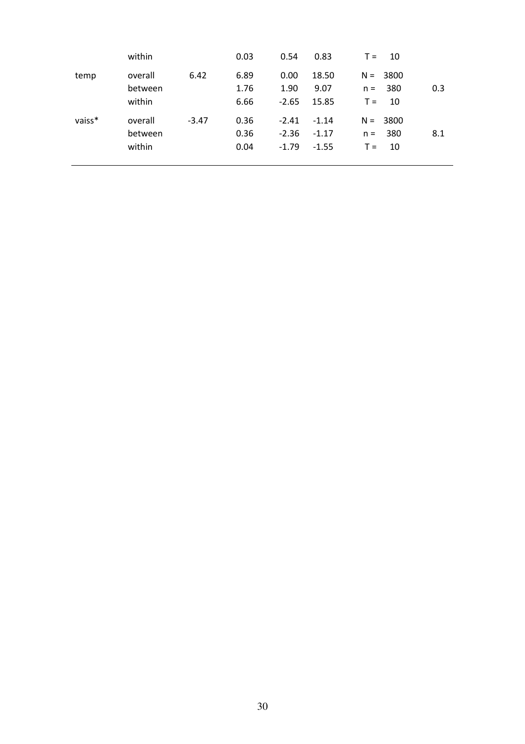| | | | | | | | |
|---|---|---|---|---|---|---|---|
| | within | | 0.03 | 0.54 | 0.83 | T = 10 | |
| temp | overall | 6.42 | 6.89 | 0.00 | 18.50 | N = 3800 | |
| | between | | 1.76 | 1.90 | 9.07 | n = 380 | 0.3 |
| | within | | 6.66 | -2.65 | 15.85 | T = 10 | |
| vaiss* | overall | -3.47 | 0.36 | -2.41 | -1.14 | N = 3800 | |
| | between | | 0.36 | -2.36 | -1.17 | n = 380 | 8.1 |
| | within | | 0.04 | -1.79 | -1.55 | T = 10 | |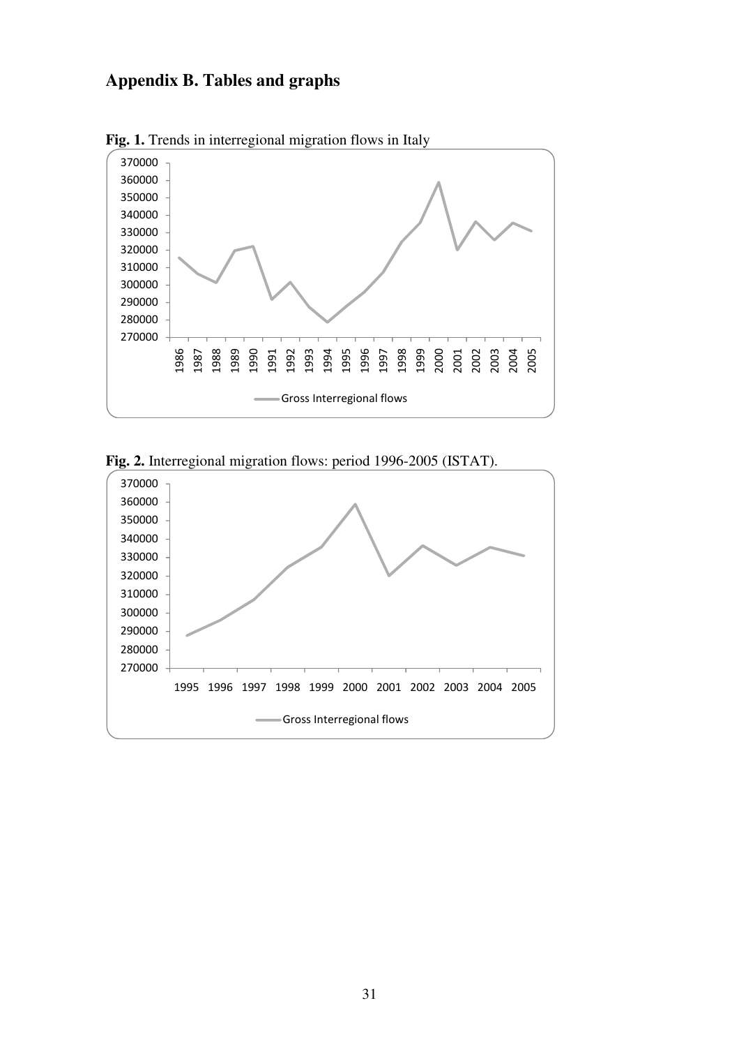## Appendix B. Tables and graphs

**Fig. 1.** Trends in interregional migration flows in Italy

**Fig. 2.** Interregional migration flows: period 1996-2005 (ISTAT).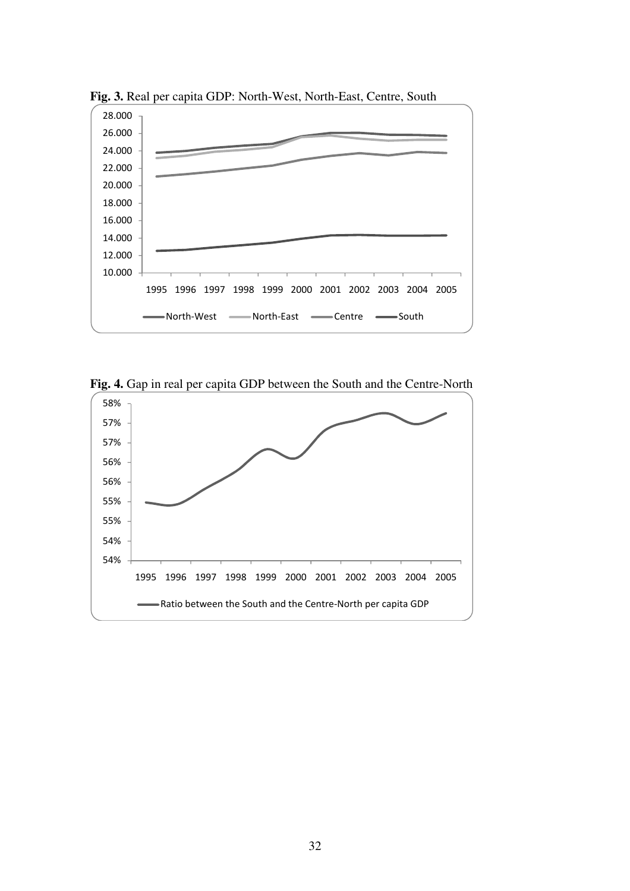**Fig. 3.** Real per capita GDP: North-West, North-East, Centre, South

**Fig. 4.** Gap in real per capita GDP between the South and the Centre-North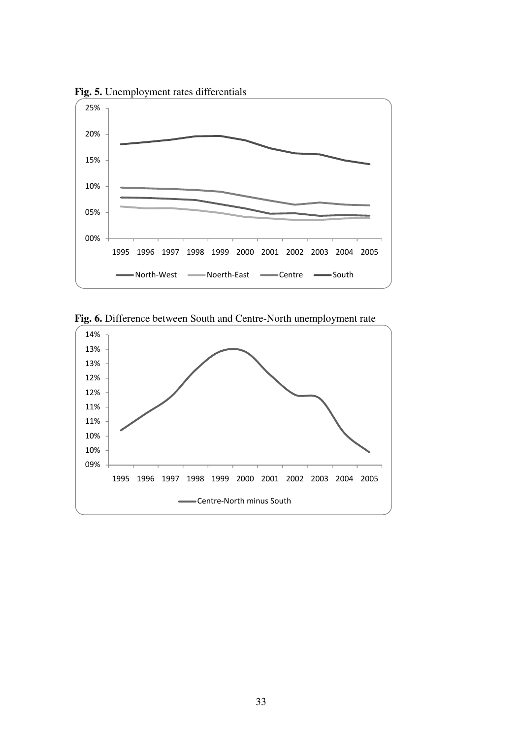**Fig. 5.** Unemployment rates differentials

**Fig. 6.** Difference between South and Centre-North unemployment rate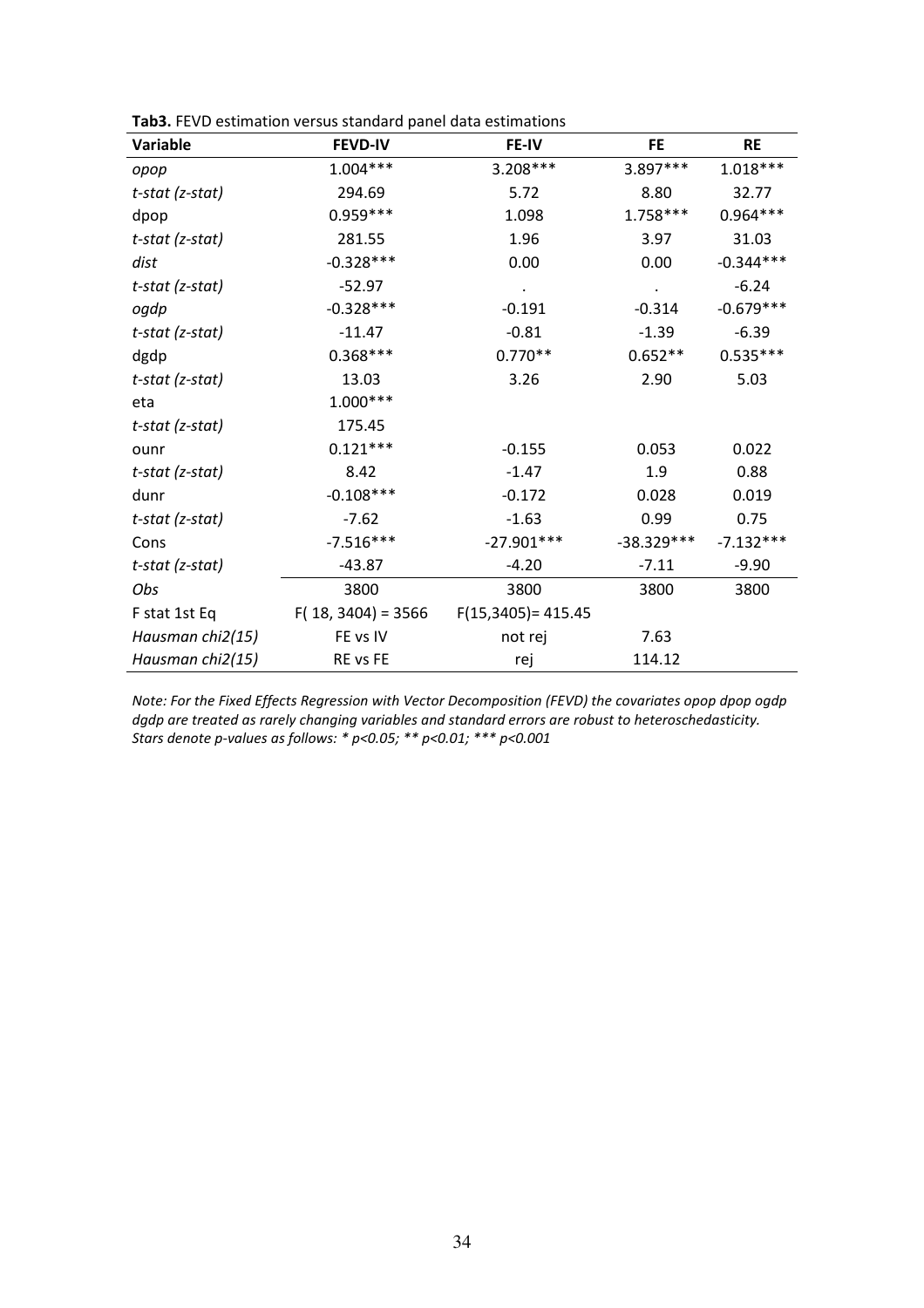**Tab3.** FEVD estimation versus standard panel data estimations

| Variable | FEVD-IV | FE-IV | FE | RE |
|---|---|---|---|---|
| *opop* | 1.004*** | 3.208*** | 3.897*** | 1.018*** |
| *t-stat (z-stat)* | 294.69 | 5.72 | 8.80 | 32.77 |
| dpop | 0.959*** | 1.098 | 1.758*** | 0.964*** |
| *t-stat (z-stat)* | 281.55 | 1.96 | 3.97 | 31.03 |
| *dist* | -0.328*** | 0.00 | 0.00 | -0.344*** |
| *t-stat (z-stat)* | -52.97 | . | . | -6.24 |
| *ogdp* | -0.328*** | -0.191 | -0.314 | -0.679*** |
| *t-stat (z-stat)* | -11.47 | -0.81 | -1.39 | -6.39 |
| dgdp | 0.368*** | 0.770** | 0.652** | 0.535*** |
| *t-stat (z-stat)* | 13.03 | 3.26 | 2.90 | 5.03 |
| eta | 1.000*** | | | |
| *t-stat (z-stat)* | 175.45 | | | |
| ounr | 0.121*** | -0.155 | 0.053 | 0.022 |
| *t-stat (z-stat)* | 8.42 | -1.47 | 1.9 | 0.88 |
| dunr | -0.108*** | -0.172 | 0.028 | 0.019 |
| *t-stat (z-stat)* | -7.62 | -1.63 | 0.99 | 0.75 |
| Cons | -7.516*** | -27.901*** | -38.329*** | -7.132*** |
| *t-stat (z-stat)* | -43.87 | -4.20 | -7.11 | -9.90 |
| *Obs* | 3800 | 3800 | 3800 | 3800 |
| F stat 1st Eq | $F(18, 3404) = 3566$ | $F(15,3405) = 415.45$ | | |
| *Hausman chi2(15)* | FE vs IV | not rej | 7.63 | |
| *Hausman chi2(15)* | RE vs FE | rej | 114.12 | |

*Note: For the Fixed Effects Regression with Vector Decomposition (FEVD) the covariates opop dpop ogdp dgdp are treated as rarely changing variables and standard errors are robust to heteroschedasticity. Stars denote p-values as follows: * p<0.05; ** p<0.01; *** p<0.001*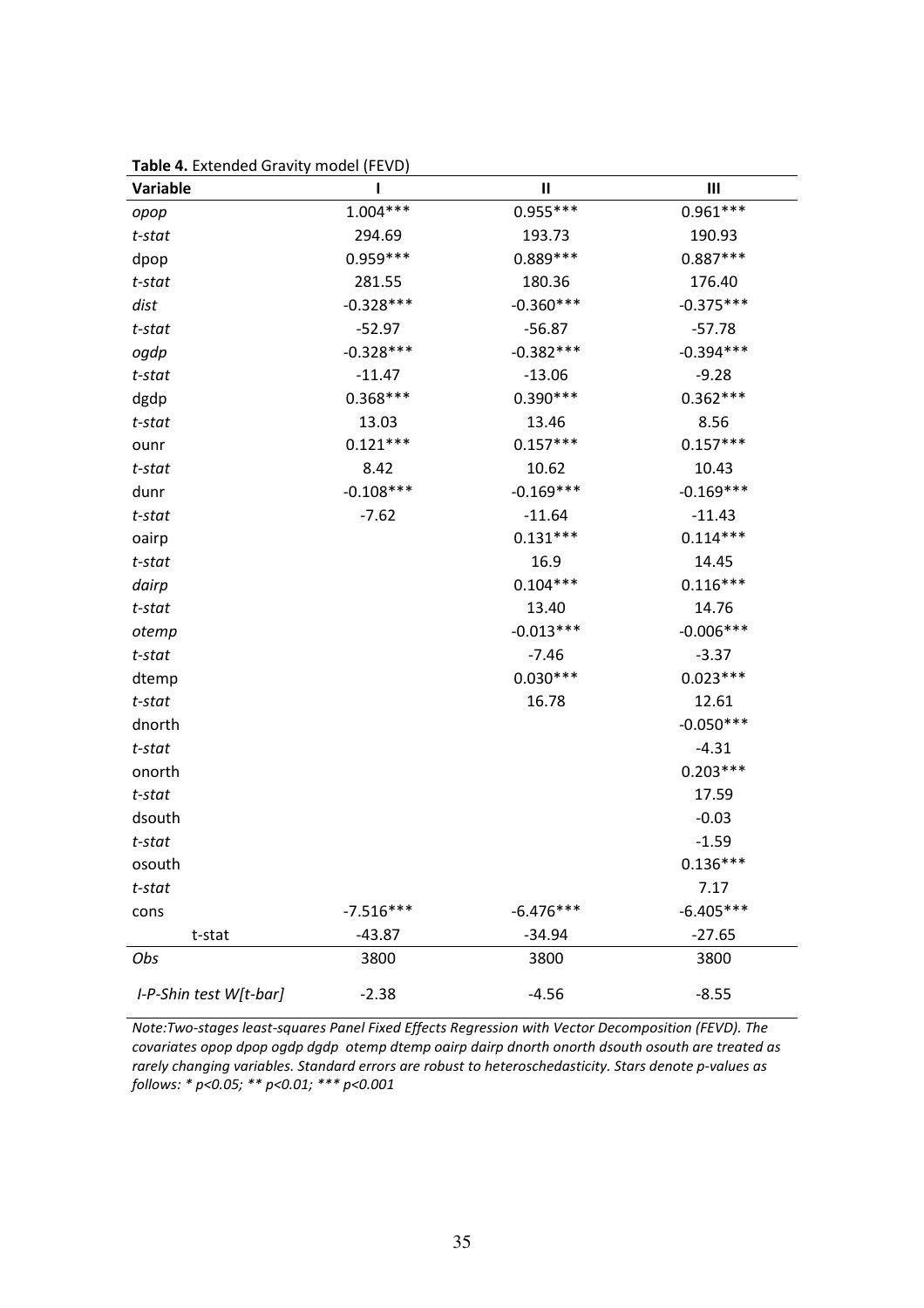**Table 4.** Extended Gravity model (FEVD)

| Variable | I | II | III |
|---|---|---|---|
| *opop* | 1.004*** | 0.955*** | 0.961*** |
| *t-stat* | 294.69 | 193.73 | 190.93 |
| dpop | 0.959*** | 0.889*** | 0.887*** |
| *t-stat* | 281.55 | 180.36 | 176.40 |
| *dist* | -0.328*** | -0.360*** | -0.375*** |
| *t-stat* | -52.97 | -56.87 | -57.78 |
| *ogdp* | -0.328*** | -0.382*** | -0.394*** |
| *t-stat* | -11.47 | -13.06 | -9.28 |
| dgdp | 0.368*** | 0.390*** | 0.362*** |
| *t-stat* | 13.03 | 13.46 | 8.56 |
| ounr | 0.121*** | 0.157*** | 0.157*** |
| *t-stat* | 8.42 | 10.62 | 10.43 |
| dunr | -0.108*** | -0.169*** | -0.169*** |
| *t-stat* | -7.62 | -11.64 | -11.43 |
| oairp | | 0.131*** | 0.114*** |
| *t-stat* | | 16.9 | 14.45 |
| *dairp* | | 0.104*** | 0.116*** |
| *t-stat* | | 13.40 | 14.76 |
| *otemp* | | -0.013*** | -0.006*** |
| *t-stat* | | -7.46 | -3.37 |
| dtemp | | 0.030*** | 0.023*** |
| *t-stat* | | 16.78 | 12.61 |
| dnorth | | | -0.050*** |
| *t-stat* | | | -4.31 |
| onorth | | | 0.203*** |
| *t-stat* | | | 17.59 |
| dsouth | | | -0.03 |
| *t-stat* | | | -1.59 |
| osouth | | | 0.136*** |
| *t-stat* | | | 7.17 |
| cons | -7.516*** | -6.476*** | -6.405*** |
| t-stat | -43.87 | -34.94 | -27.65 |
| *Obs* | 3800 | 3800 | 3800 |
| *I-P-Shin test W[t-bar]* | -2.38 | -4.56 | -8.55 |

*Note:Two-stages least-squares Panel Fixed Effects Regression with Vector Decomposition (FEVD). The covariates opop dpop ogdp dgdp otemp dtemp oairp dairp dnorth onorth dsouth osouth are treated as rarely changing variables. Standard errors are robust to heteroschedasticity. Stars denote p-values as follows: * p<0.05; ** p<0.01; *** p<0.001*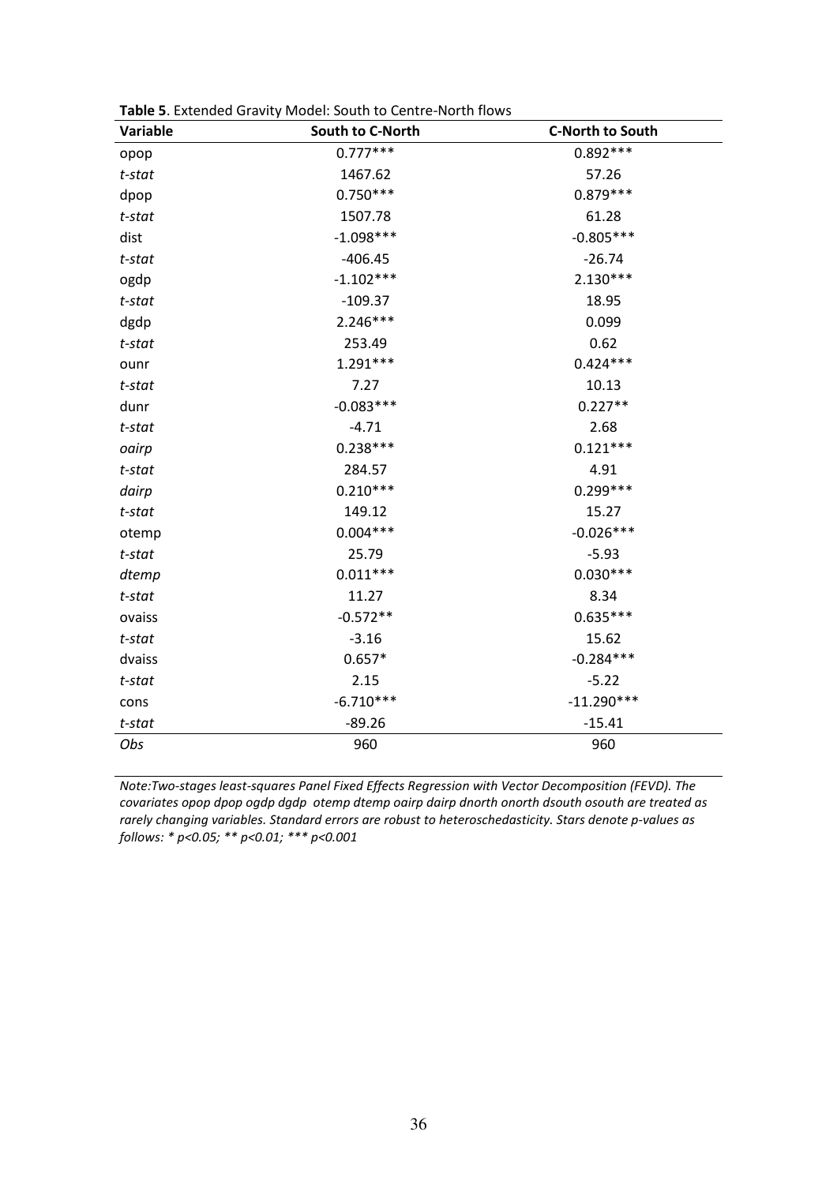**Table 5**. Extended Gravity Model: South to Centre-North flows

| Variable | South to C-North | C-North to South |
|---|---|---|
| opop | 0.777*** | 0.892*** |
| *t-stat* | 1467.62 | 57.26 |
| dpop | 0.750*** | 0.879*** |
| *t-stat* | 1507.78 | 61.28 |
| dist | -1.098*** | -0.805*** |
| *t-stat* | -406.45 | -26.74 |
| ogdp | -1.102*** | 2.130*** |
| *t-stat* | -109.37 | 18.95 |
| dgdp | 2.246*** | 0.099 |
| *t-stat* | 253.49 | 0.62 |
| ounr | 1.291*** | 0.424*** |
| *t-stat* | 7.27 | 10.13 |
| dunr | -0.083*** | 0.227** |
| *t-stat* | -4.71 | 2.68 |
| *oairp* | 0.238*** | 0.121*** |
| *t-stat* | 284.57 | 4.91 |
| *dairp* | 0.210*** | 0.299*** |
| *t-stat* | 149.12 | 15.27 |
| otemp | 0.004*** | -0.026*** |
| *t-stat* | 25.79 | -5.93 |
| *dtemp* | 0.011*** | 0.030*** |
| *t-stat* | 11.27 | 8.34 |
| ovaiss | -0.572** | 0.635*** |
| *t-stat* | -3.16 | 15.62 |
| dvaiss | 0.657* | -0.284*** |
| *t-stat* | 2.15 | -5.22 |
| cons | -6.710*** | -11.290*** |
| *t-stat* | -89.26 | -15.41 |
| *Obs* | 960 | 960 |

*Note:Two-stages least-squares Panel Fixed Effects Regression with Vector Decomposition (FEVD). The covariates opop dpop ogdp dgdp otemp dtemp oairp dairp dnorth onorth dsouth osouth are treated as rarely changing variables. Standard errors are robust to heteroschedasticity. Stars denote p-values as follows: * p<0.05; ** p<0.01; *** p<0.001*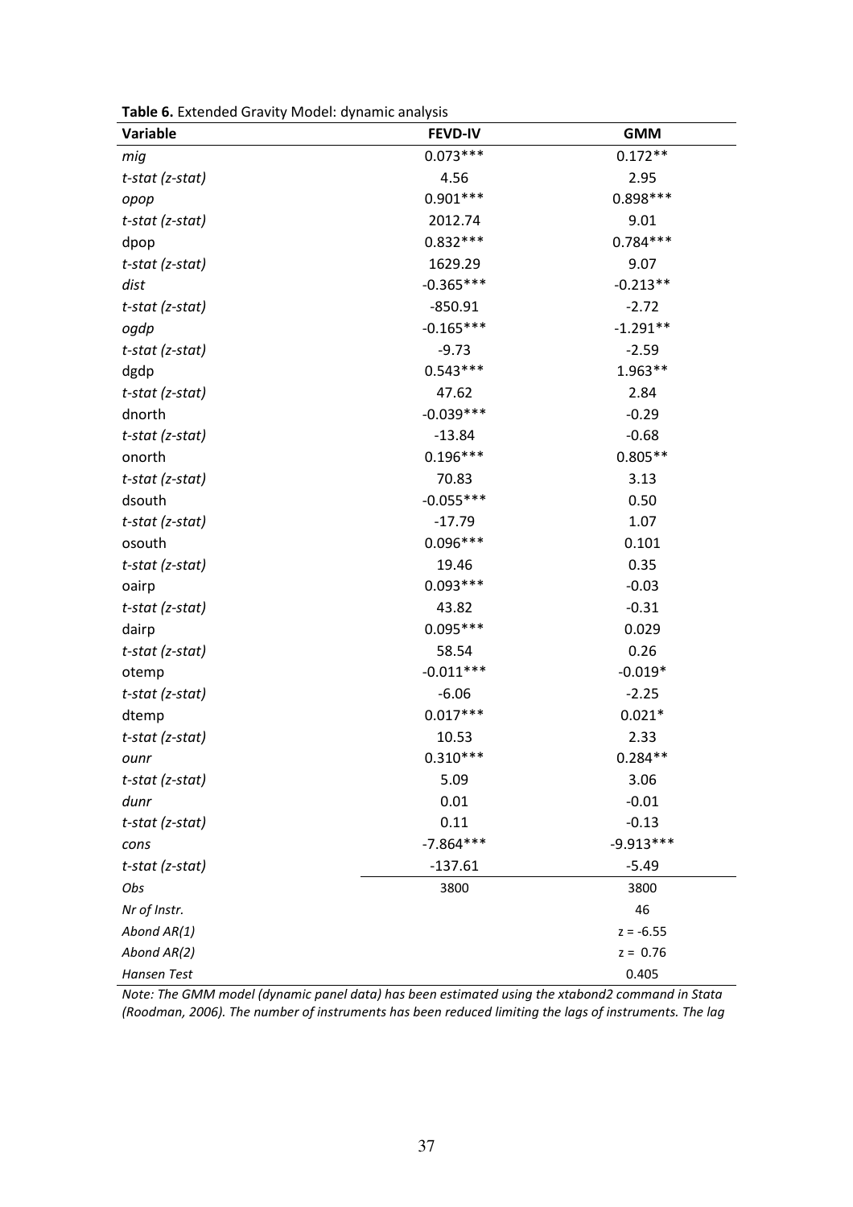**Table 6.** Extended Gravity Model: dynamic analysis

| Variable | FEVD-IV | GMM |
|---|---|---|
| *mig* | 0.073*** | 0.172** |
| *t-stat (z-stat)* | 4.56 | 2.95 |
| *opop* | 0.901*** | 0.898*** |
| *t-stat (z-stat)* | 2012.74 | 9.01 |
| dpop | 0.832*** | 0.784*** |
| *t-stat (z-stat)* | 1629.29 | 9.07 |
| *dist* | -0.365*** | -0.213** |
| *t-stat (z-stat)* | -850.91 | -2.72 |
| *ogdp* | -0.165*** | -1.291** |
| *t-stat (z-stat)* | -9.73 | -2.59 |
| dgdp | 0.543*** | 1.963** |
| *t-stat (z-stat)* | 47.62 | 2.84 |
| dnorth | -0.039*** | -0.29 |
| *t-stat (z-stat)* | -13.84 | -0.68 |
| onorth | 0.196*** | 0.805** |
| *t-stat (z-stat)* | 70.83 | 3.13 |
| dsouth | -0.055*** | 0.50 |
| *t-stat (z-stat)* | -17.79 | 1.07 |
| osouth | 0.096*** | 0.101 |
| *t-stat (z-stat)* | 19.46 | 0.35 |
| oairp | 0.093*** | -0.03 |
| *t-stat (z-stat)* | 43.82 | -0.31 |
| dairp | 0.095*** | 0.029 |
| *t-stat (z-stat)* | 58.54 | 0.26 |
| otemp | -0.011*** | -0.019* |
| *t-stat (z-stat)* | -6.06 | -2.25 |
| dtemp | 0.017*** | 0.021* |
| *t-stat (z-stat)* | 10.53 | 2.33 |
| *ounr* | 0.310*** | 0.284** |
| *t-stat (z-stat)* | 5.09 | 3.06 |
| *dunr* | 0.01 | -0.01 |
| *t-stat (z-stat)* | 0.11 | -0.13 |
| *cons* | -7.864*** | -9.913*** |
| *t-stat (z-stat)* | -137.61 | -5.49 |
| *Obs* | 3800 | 3800 |
| *Nr of Instr.* | | 46 |
| *Abond AR(1)* | | z = -6.55 |
| *Abond AR(2)* | | z = 0.76 |
| *Hansen Test* | | 0.405 |

*Note: The GMM model (dynamic panel data) has been estimated using the xtabond2 command in Stata (Roodman, 2006). The number of instruments has been reduced limiting the lags of instruments. The lag*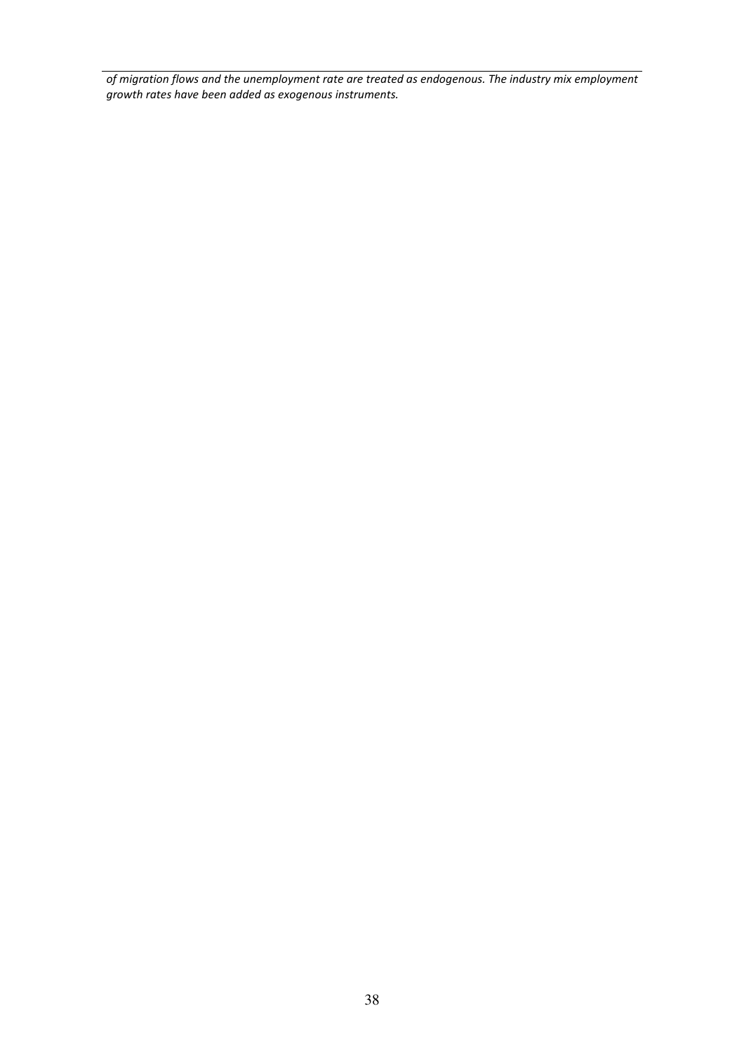*of migration flows and the unemployment rate are treated as endogenous. The industry mix employment growth rates have been added as exogenous instruments.*